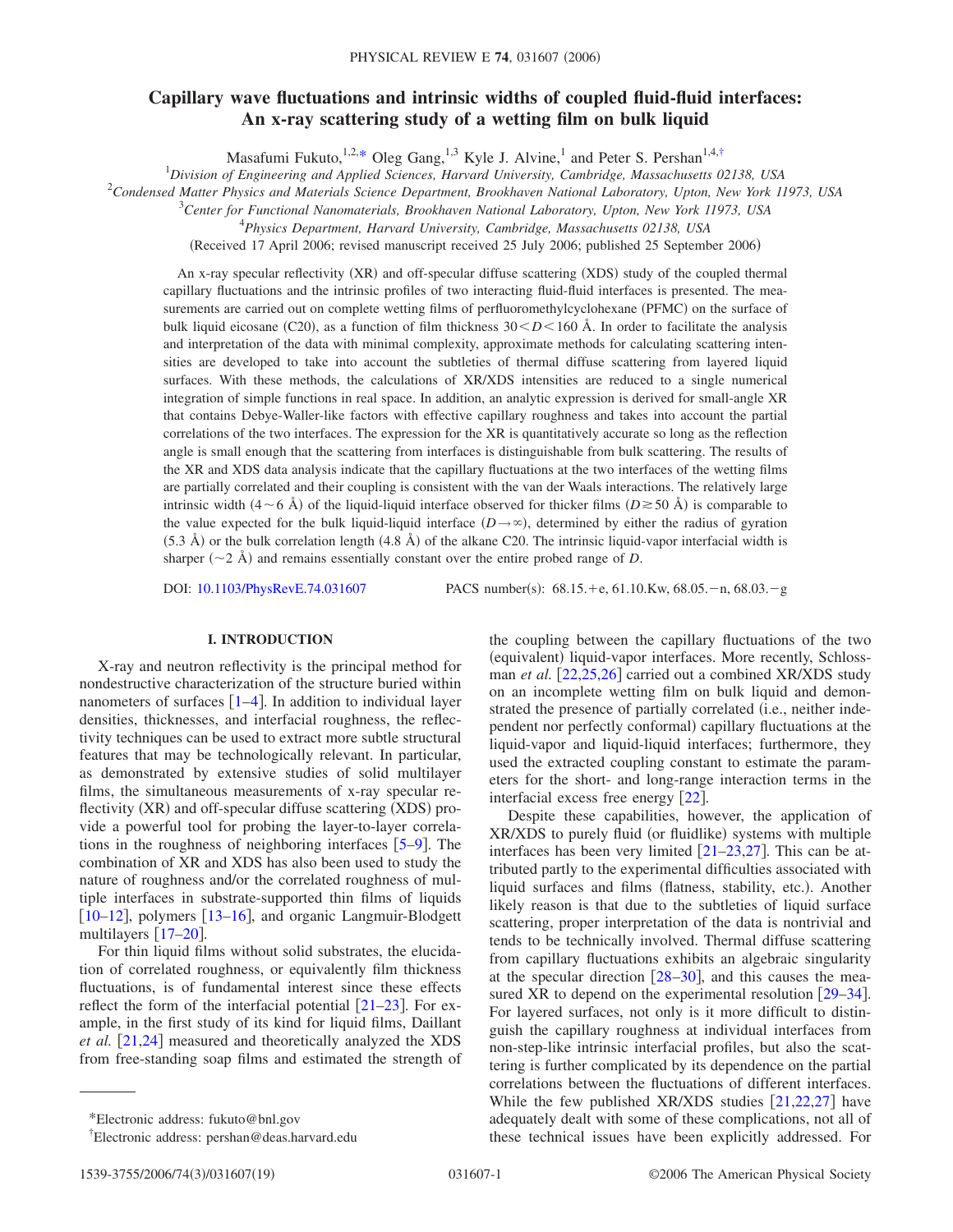# Capillary wave fluctuations and intrinsic widths of coupled fluid-fluid interfaces: An x-ray scattering study of a wetting film on bulk liquid

Masafumi Fukuto,[1,2,*] Oleg Gang,[1,3] Kyle J. Alvine,[1] and Peter S. Pershan[1,4,†]

[1]*Division of Engineering and Applied Sciences, Harvard University, Cambridge, Massachusetts 02138, USA*

[2]*Condensed Matter Physics and Materials Science Department, Brookhaven National Laboratory, Upton, New York 11973, USA*

[3]*Center for Functional Nanomaterials, Brookhaven National Laboratory, Upton, New York 11973, USA*

[4]*Physics Department, Harvard University, Cambridge, Massachusetts 02138, USA*

(Received 17 April 2006; revised manuscript received 25 July 2006; published 25 September 2006)

An x-ray specular reflectivity (XR) and off-specular diffuse scattering (XDS) study of the coupled thermal capillary fluctuations and the intrinsic profiles of two interacting fluid-fluid interfaces is presented. The measurements are carried out on complete wetting films of perfluoromethylcyclohexane (PFMC) on the surface of bulk liquid eicosane (C20), as a function of film thickness $30 < D < 160$ Å. In order to facilitate the analysis and interpretation of the data with minimal complexity, approximate methods for calculating scattering intensities are developed to take into account the subtleties of thermal diffuse scattering from layered liquid surfaces. With these methods, the calculations of XR/XDS intensities are reduced to a single numerical integration of simple functions in real space. In addition, an analytic expression is derived for small-angle XR that contains Debye-Waller-like factors with effective capillary roughness and takes into account the partial correlations of the two interfaces. The expression for the XR is quantitatively accurate so long as the reflection angle is small enough that the scattering from interfaces is distinguishable from bulk scattering. The results of the XR and XDS data analysis indicate that the capillary fluctuations at the two interfaces of the wetting films are partially correlated and their coupling is consistent with the van der Waals interactions. The relatively large intrinsic width ($4 \sim 6$ Å) of the liquid-liquid interface observed for thicker films ($D \gtrsim 50$ Å) is comparable to the value expected for the bulk liquid-liquid interface ($D \to \infty$), determined by either the radius of gyration (5.3 Å) or the bulk correlation length (4.8 Å) of the alkane C20. The intrinsic liquid-vapor interfacial width is sharper ($\sim 2$ Å) and remains essentially constant over the entire probed range of $D$.

DOI: 10.1103/PhysRevE.74.031607 PACS number(s): 68.15.+e, 61.10.Kw, 68.05.−n, 68.03.−g

## I. INTRODUCTION

X-ray and neutron reflectivity is the principal method for nondestructive characterization of the structure buried within nanometers of surfaces [1–4]. In addition to individual layer densities, thicknesses, and interfacial roughness, the reflectivity techniques can be used to extract more subtle structural features that may be technologically relevant. In particular, as demonstrated by extensive studies of solid multilayer films, the simultaneous measurements of x-ray specular reflectivity (XR) and off-specular diffuse scattering (XDS) provide a powerful tool for probing the layer-to-layer correlations in the roughness of neighboring interfaces [5–9]. The combination of XR and XDS has also been used to study the nature of roughness and/or the correlated roughness of multiple interfaces in substrate-supported thin films of liquids [10–12], polymers [13–16], and organic Langmuir-Blodgett multilayers [17–20].

For thin liquid films without solid substrates, the elucidation of correlated roughness, or equivalently film thickness fluctuations, is of fundamental interest since these effects reflect the form of the interfacial potential [21–23]. For example, in the first study of its kind for liquid films, Daillant *et al.* [21,24] measured and theoretically analyzed the XDS from free-standing soap films and estimated the strength of the coupling between the capillary fluctuations of the two (equivalent) liquid-vapor interfaces. More recently, Schlossman *et al.* [22,25,26] carried out a combined XR/XDS study on an incomplete wetting film on bulk liquid and demonstrated the presence of partially correlated (i.e., neither independent nor perfectly conformal) capillary fluctuations at the liquid-vapor and liquid-liquid interfaces; furthermore, they used the extracted coupling constant to estimate the parameters for the short- and long-range interaction terms in the interfacial excess free energy [22].

Despite these capabilities, however, the application of XR/XDS to purely fluid (or fluidlike) systems with multiple interfaces has been very limited [21–23,27]. This can be attributed partly to the experimental difficulties associated with liquid surfaces and films (flatness, stability, etc.). Another likely reason is that due to the subtleties of liquid surface scattering, proper interpretation of the data is nontrivial and tends to be technically involved. Thermal diffuse scattering from capillary fluctuations exhibits an algebraic singularity at the specular direction [28–30], and this causes the measured XR to depend on the experimental resolution [29–34]. For layered surfaces, not only is it more difficult to distinguish the capillary roughness at individual interfaces from non-step-like intrinsic interfacial profiles, but also the scattering is further complicated by its dependence on the partial correlations between the fluctuations of different interfaces. While the few published XR/XDS studies [21,22,27] have adequately dealt with some of these complications, not all of these technical issues have been explicitly addressed. For

*Electronic address: fukuto@bnl.gov

†Electronic address: pershan@deas.harvard.edu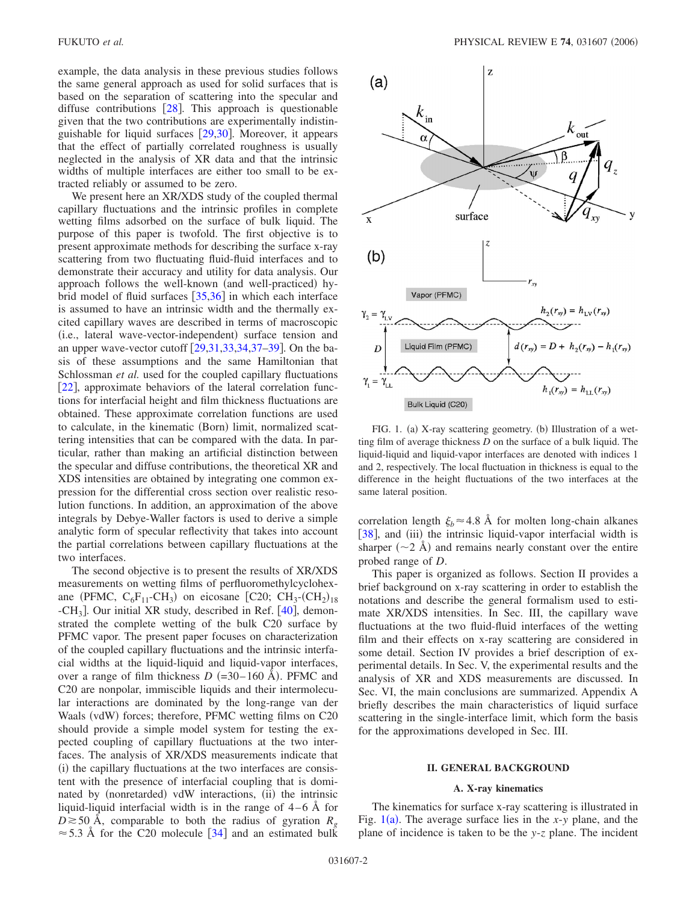example, the data analysis in these previous studies follows the same general approach as used for solid surfaces that is based on the separation of scattering into the specular and diffuse contributions [28]. This approach is questionable given that the two contributions are experimentally indistinguishable for liquid surfaces [29,30]. Moreover, it appears that the effect of partially correlated roughness is usually neglected in the analysis of XR data and that the intrinsic widths of multiple interfaces are either too small to be extracted reliably or assumed to be zero.

We present here an XR/XDS study of the coupled thermal capillary fluctuations and the intrinsic profiles in complete wetting films adsorbed on the surface of bulk liquid. The purpose of this paper is twofold. The first objective is to present approximate methods for describing the surface x-ray scattering from two fluctuating fluid-fluid interfaces and to demonstrate their accuracy and utility for data analysis. Our approach follows the well-known (and well-practiced) hybrid model of fluid surfaces [35,36] in which each interface is assumed to have an intrinsic width and the thermally excited capillary waves are described in terms of macroscopic (i.e., lateral wave-vector-independent) surface tension and an upper wave-vector cutoff [29,31,33,34,37–39]. On the basis of these assumptions and the same Hamiltonian that Schlossman *et al.* used for the coupled capillary fluctuations [22], approximate behaviors of the lateral correlation functions for interfacial height and film thickness fluctuations are obtained. These approximate correlation functions are used to calculate, in the kinematic (Born) limit, normalized scattering intensities that can be compared with the data. In particular, rather than making an artificial distinction between the specular and diffuse contributions, the theoretical XR and XDS intensities are obtained by integrating one common expression for the differential cross section over realistic resolution functions. In addition, an approximation of the above integrals by Debye-Waller factors is used to derive a simple analytic form of specular reflectivity that takes into account the partial correlations between capillary fluctuations at the two interfaces.

The second objective is to present the results of XR/XDS measurements on wetting films of perfluoromethylcyclohexane (PFMC, $C_6F_{11}$-$CH_3$) on eicosane [C20; $CH_3$-$(CH_2)_{18}$-$CH_3$]. Our initial XR study, described in Ref. [40], demonstrated the complete wetting of the bulk C20 surface by PFMC vapor. The present paper focuses on characterization of the coupled capillary fluctuations and the intrinsic interfacial widths at the liquid-liquid and liquid-vapor interfaces, over a range of film thickness $D$ (=30–160 Å). PFMC and C20 are nonpolar, immiscible liquids and their intermolecular interactions are dominated by the long-range van der Waals (vdW) forces; therefore, PFMC wetting films on C20 should provide a simple model system for testing the expected coupling of capillary fluctuations at the two interfaces. The analysis of XR/XDS measurements indicate that (i) the capillary fluctuations at the two interfaces are consistent with the presence of interfacial coupling that is dominated by (nonretarded) vdW interactions, (ii) the intrinsic liquid-liquid interfacial width is in the range of 4–6 Å for $D \gtrsim 50$ Å, comparable to both the radius of gyration $R_g \approx 5.3$ Å for the C20 molecule [34] and an estimated bulk correlation length $\xi_b \approx 4.8$ Å for molten long-chain alkanes [38], and (iii) the intrinsic liquid-vapor interfacial width is sharper (~2 Å) and remains nearly constant over the entire probed range of $D$.

FIG. 1. (a) X-ray scattering geometry. (b) Illustration of a wetting film of average thickness $D$ on the surface of a bulk liquid. The liquid-liquid and liquid-vapor interfaces are denoted with indices 1 and 2, respectively. The local fluctuation in thickness is equal to the difference in the height fluctuations of the two interfaces at the same lateral position.

This paper is organized as follows. Section II provides a brief background on x-ray scattering in order to establish the notations and describe the general formalism used to estimate XR/XDS intensities. In Sec. III, the capillary wave fluctuations at the two fluid-fluid interfaces of the wetting film and their effects on x-ray scattering are considered in some detail. Section IV provides a brief description of experimental details. In Sec. V, the experimental results and the analysis of XR and XDS measurements are discussed. In Sec. VI, the main conclusions are summarized. Appendix A briefly describes the main characteristics of liquid surface scattering in the single-interface limit, which form the basis for the approximations developed in Sec. III.

## II. GENERAL BACKGROUND

### A. X-ray kinematics

The kinematics for surface x-ray scattering is illustrated in Fig. 1(a). The average surface lies in the $x$-$y$ plane, and the plane of incidence is taken to be the $y$-$z$ plane. The incident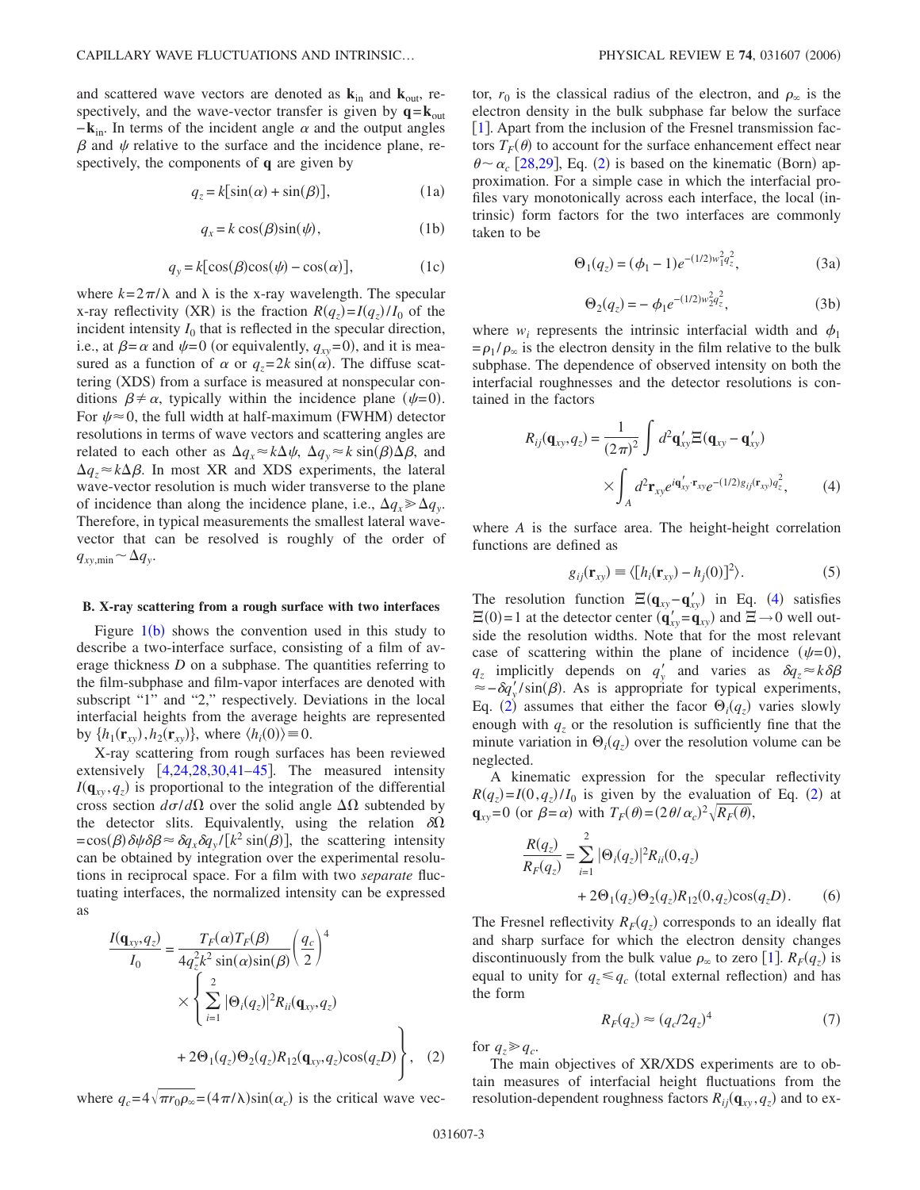and scattered wave vectors are denoted as $\mathbf{k}_{\rm in}$ and $\mathbf{k}_{\rm out}$, respectively, and the wave-vector transfer is given by $\mathbf{q}=\mathbf{k}_{\rm out}-\mathbf{k}_{\rm in}$. In terms of the incident angle $\alpha$ and the output angles $\beta$ and $\psi$ relative to the surface and the incidence plane, respectively, the components of $\mathbf{q}$ are given by

$$q_z = k[\sin(\alpha) + \sin(\beta)], \tag{1a}$$

$$q_x = k\cos(\beta)\sin(\psi), \tag{1b}$$

$$q_y = k[\cos(\beta)\cos(\psi) - \cos(\alpha)], \tag{1c}$$

where $k=2\pi/\lambda$ and $\lambda$ is the x-ray wavelength. The specular x-ray reflectivity (XR) is the fraction $R(q_z)=I(q_z)/I_0$ of the incident intensity $I_0$ that is reflected in the specular direction, i.e., at $\beta=\alpha$ and $\psi=0$ (or equivalently, $q_{xy}=0$), and it is measured as a function of $\alpha$ or $q_z=2k\sin(\alpha)$. The diffuse scattering (XDS) from a surface is measured at nonspecular conditions $\beta\neq\alpha$, typically within the incidence plane ($\psi=0$). For $\psi\approx 0$, the full width at half-maximum (FWHM) detector resolutions in terms of wave vectors and scattering angles are related to each other as $\Delta q_x \approx k\Delta\psi$, $\Delta q_y \approx k\sin(\beta)\Delta\beta$, and $\Delta q_z \approx k\Delta\beta$. In most XR and XDS experiments, the lateral wave-vector resolution is much wider transverse to the plane of incidence than along the incidence plane, i.e., $\Delta q_x \gg \Delta q_y$. Therefore, in typical measurements the smallest lateral wave-vector that can be resolved is roughly of the order of $q_{xy,\rm min}\sim \Delta q_y$.

### B. X-ray scattering from a rough surface with two interfaces

Figure 1(b) shows the convention used in this study to describe a two-interface surface, consisting of a film of average thickness $D$ on a subphase. The quantities referring to the film-subphase and film-vapor interfaces are denoted with subscript "1" and "2," respectively. Deviations in the local interfacial heights from the average heights are represented by $\{h_1(\mathbf{r}_{xy}), h_2(\mathbf{r}_{xy})\}$, where $\langle h_i(0)\rangle \equiv 0$.

X-ray scattering from rough surfaces has been reviewed extensively [4,24,28,30,41–45]. The measured intensity $I(\mathbf{q}_{xy},q_z)$ is proportional to the integration of the differential cross section $d\sigma/d\Omega$ over the solid angle $\Delta\Omega$ subtended by the detector slits. Equivalently, using the relation $\delta\Omega = \cos(\beta)\delta\psi\delta\beta \approx \delta q_x \delta q_y/[k^2\sin(\beta)]$, the scattering intensity can be obtained by integration over the experimental resolutions in reciprocal space. For a film with two *separate* fluctuating interfaces, the normalized intensity can be expressed as

$$\frac{I(\mathbf{q}_{xy},q_z)}{I_0} = \frac{T_F(\alpha)T_F(\beta)}{4q_z^2k^2\sin(\alpha)\sin(\beta)}\left(\frac{q_c}{2}\right)^4 \times \left\{\sum_{i=1}^{2}|\Theta_i(q_z)|^2 R_{ii}(\mathbf{q}_{xy},q_z) + 2\Theta_1(q_z)\Theta_2(q_z)R_{12}(\mathbf{q}_{xy},q_z)\cos(q_zD)\right\}, \tag{2}$$

where $q_c = 4\sqrt{\pi r_0\rho_\infty} = (4\pi/\lambda)\sin(\alpha_c)$ is the critical wave vector, $r_0$ is the classical radius of the electron, and $\rho_\infty$ is the electron density in the bulk subphase far below the surface [1]. Apart from the inclusion of the Fresnel transmission factors $T_F(\theta)$ to account for the surface enhancement effect near $\theta\sim\alpha_c$ [28,29], Eq. (2) is based on the kinematic (Born) approximation. For a simple case in which the interfacial profiles vary monotonically across each interface, the local (intrinsic) form factors for the two interfaces are commonly taken to be

$$\Theta_1(q_z) = (\phi_1 - 1)e^{-(1/2)w_1^2q_z^2}, \tag{3a}$$

$$\Theta_2(q_z) = -\phi_1 e^{-(1/2)w_2^2q_z^2}, \tag{3b}$$

where $w_i$ represents the intrinsic interfacial width and $\phi_1 = \rho_1/\rho_\infty$ is the electron density in the film relative to the bulk subphase. The dependence of observed intensity on both the interfacial roughnesses and the detector resolutions is contained in the factors

$$R_{ij}(\mathbf{q}_{xy},q_z) = \frac{1}{(2\pi)^2}\int d^2\mathbf{q}'_{xy}\,\Xi(\mathbf{q}_{xy}-\mathbf{q}'_{xy}) \times \int_A d^2\mathbf{r}_{xy}\,e^{i\mathbf{q}'_{xy}\cdot\mathbf{r}_{xy}}e^{-(1/2)g_{ij}(\mathbf{r}_{xy})q_z^2}, \tag{4}$$

where $A$ is the surface area. The height-height correlation functions are defined as

$$g_{ij}(\mathbf{r}_{xy}) \equiv \langle [h_i(\mathbf{r}_{xy}) - h_j(0)]^2\rangle. \tag{5}$$

The resolution function $\Xi(\mathbf{q}_{xy}-\mathbf{q}'_{xy})$ in Eq. (4) satisfies $\Xi(0)=1$ at the detector center ($\mathbf{q}'_{xy}=\mathbf{q}_{xy}$) and $\Xi\to 0$ well outside the resolution widths. Note that for the most relevant case of scattering within the plane of incidence ($\psi=0$), $q_z$ implicitly depends on $q'_y$ and varies as $\delta q_z \approx k\delta\beta \approx -\delta q'_y/\sin(\beta)$. As is appropriate for typical experiments, Eq. (2) assumes that either the facor $\Theta_i(q_z)$ varies slowly enough with $q_z$ or the resolution is sufficiently fine that the minute variation in $\Theta_i(q_z)$ over the resolution volume can be neglected.

A kinematic expression for the specular reflectivity $R(q_z)=I(0,q_z)/I_0$ is given by the evaluation of Eq. (2) at $\mathbf{q}_{xy}=0$ (or $\beta=\alpha$) with $T_F(\theta)=(2\theta/\alpha_c)^2\sqrt{R_F(\theta)}$,

$$\frac{R(q_z)}{R_F(q_z)} = \sum_{i=1}^{2}|\Theta_i(q_z)|^2R_{ii}(0,q_z) + 2\Theta_1(q_z)\Theta_2(q_z)R_{12}(0,q_z)\cos(q_zD). \tag{6}$$

The Fresnel reflectivity $R_F(q_z)$ corresponds to an ideally flat and sharp surface for which the electron density changes discontinuously from the bulk value $\rho_\infty$ to zero [1]. $R_F(q_z)$ is equal to unity for $q_z\leq q_c$ (total external reflection) and has the form

$$R_F(q_z) \approx (q_c/2q_z)^4 \tag{7}$$

for $q_z \gg q_c$.

The main objectives of XR/XDS experiments are to obtain measures of interfacial height fluctuations from the resolution-dependent roughness factors $R_{ij}(\mathbf{q}_{xy},q_z)$ and to ex-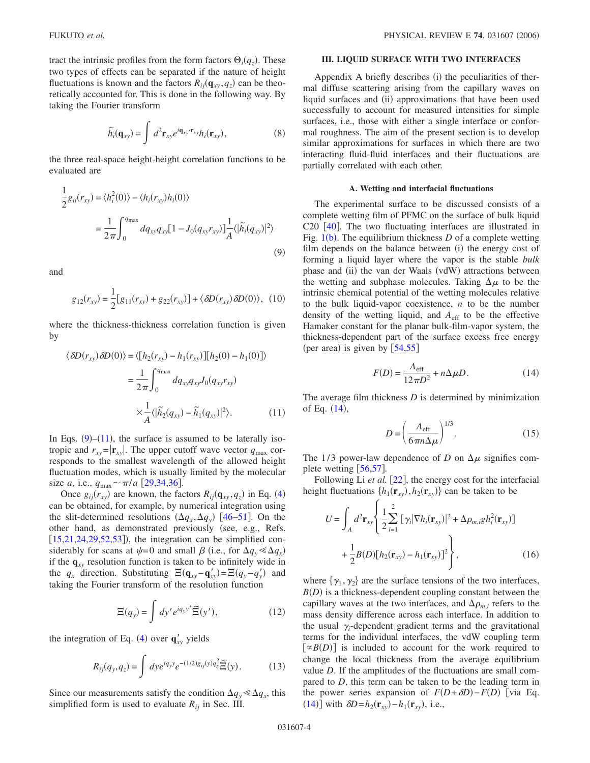tract the intrinsic profiles from the form factors $\Theta_i(q_z)$. These two types of effects can be separated if the nature of height fluctuations is known and the factors $R_{ij}(\mathbf{q}_{xy}, q_z)$ can be theoretically accounted for. This is done in the following way. By taking the Fourier transform

$$\tilde{h}_i(\mathbf{q}_{xy}) = \int d^2\mathbf{r}_{xy} e^{i\mathbf{q}_{xy}\cdot\mathbf{r}_{xy}} h_i(\mathbf{r}_{xy}), \tag{8}$$

the three real-space height-height correlation functions to be evaluated are

$$\frac{1}{2}g_{ii}(r_{xy}) = \langle h_i^2(0)\rangle - \langle h_i(r_{xy})h_i(0)\rangle$$
$$= \frac{1}{2\pi}\int_0^{q_{\max}} dq_{xy} q_{xy}[1 - J_0(q_{xy}r_{xy})]\frac{1}{A}\langle|\tilde{h}_i(q_{xy})|^2\rangle \tag{9}$$

and

$$g_{12}(r_{xy}) = \frac{1}{2}[g_{11}(r_{xy}) + g_{22}(r_{xy})] + \langle \delta D(r_{xy})\delta D(0)\rangle, \tag{10}$$

where the thickness-thickness correlation function is given by

$$\langle \delta D(r_{xy})\delta D(0)\rangle = \langle [h_2(r_{xy}) - h_1(r_{xy})][h_2(0) - h_1(0)]\rangle$$
$$= \frac{1}{2\pi}\int_0^{q_{\max}} dq_{xy} q_{xy} J_0(q_{xy}r_{xy}) \times \frac{1}{A}\langle|\tilde{h}_2(q_{xy}) - \tilde{h}_1(q_{xy})|^2\rangle. \tag{11}$$

In Eqs. (9)–(11), the surface is assumed to be laterally isotropic and $r_{xy} = |\mathbf{r}_{xy}|$. The upper cutoff wave vector $q_{\max}$ corresponds to the smallest wavelength of the allowed height fluctuation modes, which is usually limited by the molecular size $a$, i.e., $q_{\max} \sim \pi/a$ [29,34,36].

Once $g_{ij}(r_{xy})$ are known, the factors $R_{ij}(\mathbf{q}_{xy}, q_z)$ in Eq. (4) can be obtained, for example, by numerical integration using the slit-determined resolutions $(\Delta q_x, \Delta q_y)$ [46–51]. On the other hand, as demonstrated previously (see, e.g., Refs. [15,21,24,29,52,53]), the integration can be simplified considerably for scans at $\psi=0$ and small $\beta$ (i.e., for $\Delta q_y \ll \Delta q_x$) if the $\mathbf{q}_{xy}$ resolution function is taken to be infinitely wide in the $q_x$ direction. Substituting $\Xi(\mathbf{q}_{xy} - \mathbf{q}'_{xy}) = \Xi(q_y - q'_y)$ and taking the Fourier transform of the resolution function

$$\Xi(q_y) = \int dy' e^{iq_y y'}\tilde{\Xi}(y'), \tag{12}$$

the integration of Eq. (4) over $\mathbf{q}'_{xy}$ yields

$$R_{ij}(q_y, q_z) = \int dy e^{iq_y y} e^{-(1/2)g_{ij}(y)q_z^2}\tilde{\Xi}(y). \tag{13}$$

Since our measurements satisfy the condition $\Delta q_y \ll \Delta q_x$, this simplified form is used to evaluate $R_{ij}$ in Sec. III.

## III. LIQUID SURFACE WITH TWO INTERFACES

Appendix A briefly describes (i) the peculiarities of thermal diffuse scattering arising from the capillary waves on liquid surfaces and (ii) approximations that have been used successfully to account for measured intensities for simple surfaces, i.e., those with either a single interface or conformal roughness. The aim of the present section is to develop similar approximations for surfaces in which there are two interacting fluid-fluid interfaces and their fluctuations are partially correlated with each other.

### A. Wetting and interfacial fluctuations

The experimental surface to be discussed consists of a complete wetting film of PFMC on the surface of bulk liquid C20 [40]. The two fluctuating interfaces are illustrated in Fig. 1(b). The equilibrium thickness $D$ of a complete wetting film depends on the balance between (i) the energy cost of forming a liquid layer where the vapor is the stable *bulk* phase and (ii) the van der Waals (vdW) attractions between the wetting and subphase molecules. Taking $\Delta\mu$ to be the intrinsic chemical potential of the wetting molecules relative to the bulk liquid-vapor coexistence, $n$ to be the number density of the wetting liquid, and $A_{\text{eff}}$ to be the effective Hamaker constant for the planar bulk-film-vapor system, the thickness-dependent part of the surface excess free energy (per area) is given by [54,55]

$$F(D) = \frac{A_{\text{eff}}}{12\pi D^2} + n\Delta\mu D. \tag{14}$$

The average film thickness $D$ is determined by minimization of Eq. (14),

$$D = \left(\frac{A_{\text{eff}}}{6\pi n\Delta\mu}\right)^{1/3}. \tag{15}$$

The 1/3 power-law dependence of $D$ on $\Delta\mu$ signifies complete wetting [56,57].

Following Li *et al.* [22], the energy cost for the interfacial height fluctuations $\{h_1(\mathbf{r}_{xy}), h_2(\mathbf{r}_{xy})\}$ can be taken to be

$$U = \int_A d^2\mathbf{r}_{xy}\left\{\frac{1}{2}\sum_{i=1}^{2}[\gamma_i|\nabla h_i(\mathbf{r}_{xy})|^2 + \Delta\rho_{m,i}g h_i^2(\mathbf{r}_{xy})] + \frac{1}{2}B(D)[h_2(\mathbf{r}_{xy}) - h_1(\mathbf{r}_{xy})]^2\right\}, \tag{16}$$

where $\{\gamma_1, \gamma_2\}$ are the surface tensions of the two interfaces, $B(D)$ is a thickness-dependent coupling constant between the capillary waves at the two interfaces, and $\Delta\rho_{m,i}$ refers to the mass density difference across each interface. In addition to the usual $\gamma_i$-dependent gradient terms and the gravitational terms for the individual interfaces, the vdW coupling term $[\propto B(D)]$ is included to account for the work required to change the local thickness from the average equilibrium value $D$. If the amplitudes of the fluctuations are small compared to $D$, this term can be taken to be the leading term in the power series expansion of $F(D+\delta D) - F(D)$ [via Eq. (14)] with $\delta D = h_2(\mathbf{r}_{xy}) - h_1(\mathbf{r}_{xy})$, i.e.,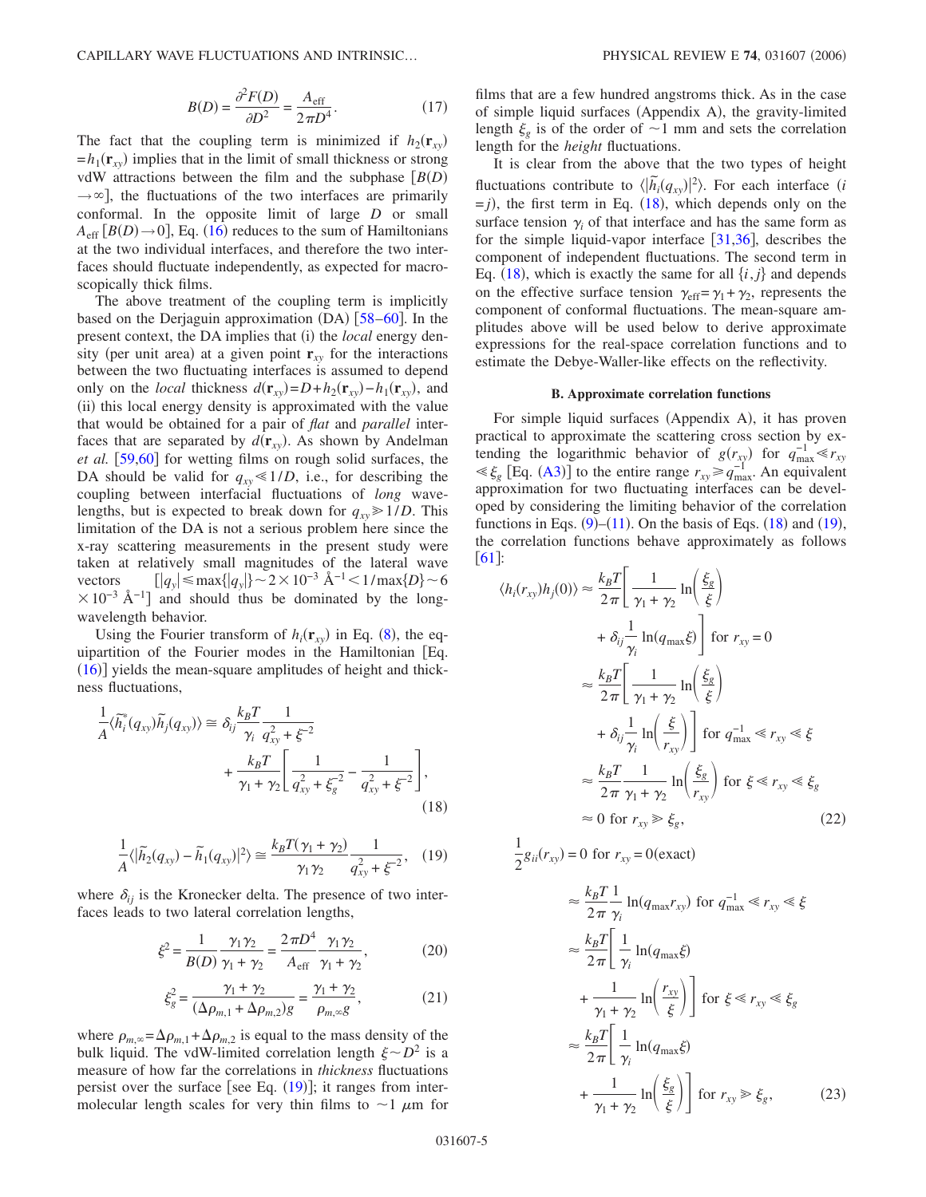$$B(D) = \frac{\partial^2 F(D)}{\partial D^2} = \frac{A_{\text{eff}}}{2\pi D^4}. \tag{17}$$

The fact that the coupling term is minimized if $h_2(\mathbf{r}_{xy}) = h_1(\mathbf{r}_{xy})$ implies that in the limit of small thickness or strong vdW attractions between the film and the subphase $[B(D) \to \infty]$, the fluctuations of the two interfaces are primarily conformal. In the opposite limit of large $D$ or small $A_{\text{eff}}$ $[B(D) \to 0]$, Eq. (16) reduces to the sum of Hamiltonians at the two individual interfaces, and therefore the two interfaces should fluctuate independently, as expected for macroscopically thick films.

The above treatment of the coupling term is implicitly based on the Derjaguin approximation (DA) [58–60]. In the present context, the DA implies that (i) the *local* energy density (per unit area) at a given point $\mathbf{r}_{xy}$ for the interactions between the two fluctuating interfaces is assumed to depend only on the *local* thickness $d(\mathbf{r}_{xy}) = D + h_2(\mathbf{r}_{xy}) - h_1(\mathbf{r}_{xy})$, and (ii) this local energy density is approximated with the value that would be obtained for a pair of *flat* and *parallel* interfaces that are separated by $d(\mathbf{r}_{xy})$. As shown by Andelman *et al.* [59,60] for wetting films on rough solid surfaces, the DA should be valid for $q_{xy} \ll 1/D$, i.e., for describing the coupling between interfacial fluctuations of *long* wavelengths, but is expected to break down for $q_{xy} \gg 1/D$. This limitation of the DA is not a serious problem here since the x-ray scattering measurements in the present study were taken at relatively small magnitudes of the lateral wave vectors $[|q_y| \leq \max\{|q_y|\} \sim 2 \times 10^{-3}\ \text{Å}^{-1} < 1/\max\{D\} \sim 6 \times 10^{-3}\ \text{Å}^{-1}]$ and should thus be dominated by the long-wavelength behavior.

Using the Fourier transform of $h_i(\mathbf{r}_{xy})$ in Eq. (8), the equipartition of the Fourier modes in the Hamiltonian [Eq. (16)] yields the mean-square amplitudes of height and thickness fluctuations,

$$\frac{1}{A}\langle \tilde{h}_i^*(q_{xy})\tilde{h}_j(q_{xy})\rangle \cong \delta_{ij}\frac{k_BT}{\gamma_i}\frac{1}{q_{xy}^2+\xi^{-2}} + \frac{k_BT}{\gamma_1+\gamma_2}\left[\frac{1}{q_{xy}^2+\xi_g^{-2}} - \frac{1}{q_{xy}^2+\xi^{-2}}\right], \tag{18}$$

$$\frac{1}{A}\langle |\tilde{h}_2(q_{xy}) - \tilde{h}_1(q_{xy})|^2\rangle \cong \frac{k_BT(\gamma_1+\gamma_2)}{\gamma_1\gamma_2}\frac{1}{q_{xy}^2+\xi^{-2}}, \tag{19}$$

where $\delta_{ij}$ is the Kronecker delta. The presence of two interfaces leads to two lateral correlation lengths,

$$\xi^2 = \frac{1}{B(D)}\frac{\gamma_1\gamma_2}{\gamma_1+\gamma_2} = \frac{2\pi D^4}{A_{\text{eff}}}\frac{\gamma_1\gamma_2}{\gamma_1+\gamma_2}, \tag{20}$$

$$\xi_g^2 = \frac{\gamma_1+\gamma_2}{(\Delta\rho_{m,1}+\Delta\rho_{m,2})g} = \frac{\gamma_1+\gamma_2}{\rho_{m,\infty}g}, \tag{21}$$

where $\rho_{m,\infty} = \Delta\rho_{m,1} + \Delta\rho_{m,2}$ is equal to the mass density of the bulk liquid. The vdW-limited correlation length $\xi \sim D^2$ is a measure of how far the correlations in *thickness* fluctuations persist over the surface [see Eq. (19)]; it ranges from intermolecular length scales for very thin films to $\sim 1\ \mu$m for films that are a few hundred angstroms thick. As in the case of simple liquid surfaces (Appendix A), the gravity-limited length $\xi_g$ is of the order of $\sim 1$ mm and sets the correlation length for the *height* fluctuations.

It is clear from the above that the two types of height fluctuations contribute to $\langle |\tilde{h}_i(q_{xy})|^2\rangle$. For each interface $(i = j)$, the first term in Eq. (18), which depends only on the surface tension $\gamma_i$ of that interface and has the same form as for the simple liquid-vapor interface [31,36], describes the component of independent fluctuations. The second term in Eq. (18), which is exactly the same for all $\{i,j\}$ and depends on the effective surface tension $\gamma_{\text{eff}} = \gamma_1 + \gamma_2$, represents the component of conformal fluctuations. The mean-square amplitudes above will be used below to derive approximate expressions for the real-space correlation functions and to estimate the Debye-Waller-like effects on the reflectivity.

### B. Approximate correlation functions

For simple liquid surfaces (Appendix A), it has proven practical to approximate the scattering cross section by extending the logarithmic behavior of $g(r_{xy})$ for $q_{\max}^{-1} \ll r_{xy} \ll \xi_g$ [Eq. (A3)] to the entire range $r_{xy} \geq q_{\max}^{-1}$. An equivalent approximation for two fluctuating interfaces can be developed by considering the limiting behavior of the correlation functions in Eqs. (9)–(11). On the basis of Eqs. (18) and (19), the correlation functions behave approximately as follows [61]:

$$\begin{aligned}
\langle h_i(r_{xy})h_j(0)\rangle &\approx \frac{k_BT}{2\pi}\left[\frac{1}{\gamma_1+\gamma_2}\ln\left(\frac{\xi_g}{\xi}\right) + \delta_{ij}\frac{1}{\gamma_i}\ln(q_{\max}\xi)\right] \text{ for } r_{xy} = 0 \\
&\approx \frac{k_BT}{2\pi}\left[\frac{1}{\gamma_1+\gamma_2}\ln\left(\frac{\xi_g}{\xi}\right) + \delta_{ij}\frac{1}{\gamma_i}\ln\left(\frac{\xi}{r_{xy}}\right)\right] \text{ for } q_{\max}^{-1} \ll r_{xy} \ll \xi \\
&\approx \frac{k_BT}{2\pi}\frac{1}{\gamma_1+\gamma_2}\ln\left(\frac{\xi_g}{r_{xy}}\right) \text{ for } \xi \ll r_{xy} \ll \xi_g \\
&\approx 0 \text{ for } r_{xy} \gg \xi_g,
\end{aligned} \tag{22}$$

$$\begin{aligned}
\frac{1}{2}g_{ii}(r_{xy}) &= 0 \text{ for } r_{xy} = 0 \text{(exact)} \\
&\approx \frac{k_BT}{2\pi}\frac{1}{\gamma_i}\ln(q_{\max}r_{xy}) \text{ for } q_{\max}^{-1} \ll r_{xy} \ll \xi \\
&\approx \frac{k_BT}{2\pi}\left[\frac{1}{\gamma_i}\ln(q_{\max}\xi) + \frac{1}{\gamma_1+\gamma_2}\ln\left(\frac{r_{xy}}{\xi}\right)\right] \text{ for } \xi \ll r_{xy} \ll \xi_g \\
&\approx \frac{k_BT}{2\pi}\left[\frac{1}{\gamma_i}\ln(q_{\max}\xi) + \frac{1}{\gamma_1+\gamma_2}\ln\left(\frac{\xi_g}{\xi}\right)\right] \text{ for } r_{xy} \gg \xi_g,
\end{aligned} \tag{23}$$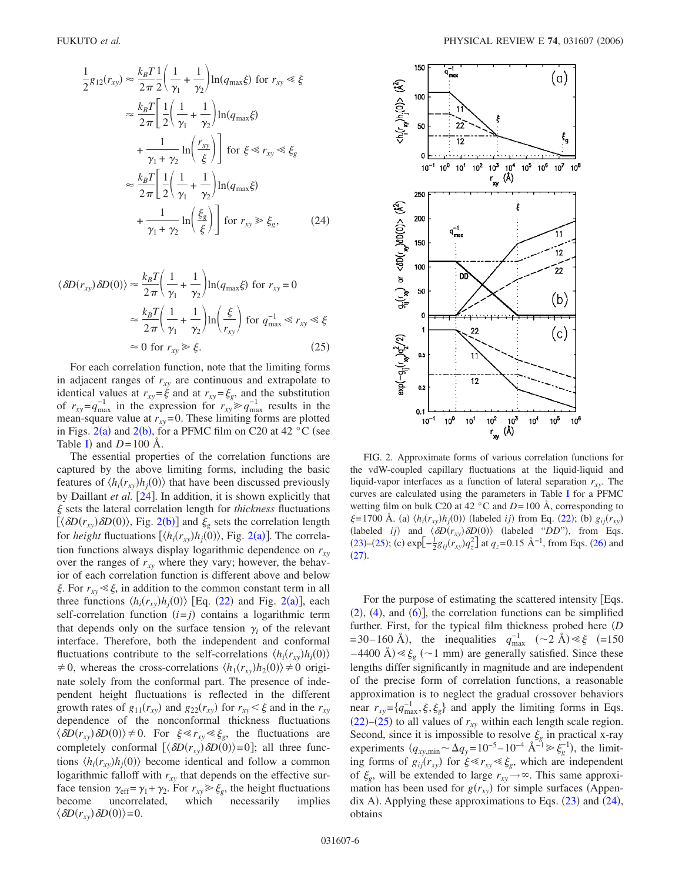$$
\begin{aligned}
\frac{1}{2} g_{12}(r_{xy}) &\approx \frac{k_B T}{2\pi} \frac{1}{2}\left(\frac{1}{\gamma_1}+\frac{1}{\gamma_2}\right) \ln(q_{\max}\xi) \text{ for } r_{xy} \ll \xi \\
&\approx \frac{k_B T}{2\pi}\left[\frac{1}{2}\left(\frac{1}{\gamma_1}+\frac{1}{\gamma_2}\right) \ln(q_{\max}\xi) \right.\\
&\quad \left. + \frac{1}{\gamma_1+\gamma_2} \ln\left(\frac{r_{xy}}{\xi}\right)\right] \text{ for } \xi \ll r_{xy} \ll \xi_g \\
&\approx \frac{k_B T}{2\pi}\left[\frac{1}{2}\left(\frac{1}{\gamma_1}+\frac{1}{\gamma_2}\right) \ln(q_{\max}\xi) \right.\\
&\quad \left. + \frac{1}{\gamma_1+\gamma_2} \ln\left(\frac{\xi_g}{\xi}\right)\right] \text{ for } r_{xy} \gg \xi_g, \qquad (24)
\end{aligned}
$$

$$
\begin{aligned}
\langle \delta D(r_{xy}) \delta D(0) \rangle &\approx \frac{k_B T}{2\pi}\left(\frac{1}{\gamma_1}+\frac{1}{\gamma_2}\right) \ln(q_{\max}\xi) \text{ for } r_{xy}=0 \\
&\approx \frac{k_B T}{2\pi}\left(\frac{1}{\gamma_1}+\frac{1}{\gamma_2}\right) \ln\left(\frac{\xi}{r_{xy}}\right) \text{ for } q_{\max}^{-1} \ll r_{xy} \ll \xi \\
&\approx 0 \text{ for } r_{xy} \gg \xi. \qquad (25)
\end{aligned}
$$

For each correlation function, note that the limiting forms in adjacent ranges of $r_{xy}$ are continuous and extrapolate to identical values at $r_{xy}=\xi$ and at $r_{xy}=\xi_g$, and the substitution of $r_{xy}=q_{\max}^{-1}$ in the expression for $r_{xy} \gg q_{\max}^{-1}$ results in the mean-square value at $r_{xy}=0$. These limiting forms are plotted in Figs. 2(a) and 2(b), for a PFMC film on C20 at 42 °C (see Table I) and $D=100$ Å.

The essential properties of the correlation functions are captured by the above limiting forms, including the basic features of $\langle h_i(r_{xy}) h_j(0)\rangle$ that have been discussed previously by Daillant *et al.* [24]. In addition, it is shown explicitly that $\xi$ sets the lateral correlation length for *thickness* fluctuations $[\langle \delta D(r_{xy}) \delta D(0)\rangle$, Fig. 2(b)] and $\xi_g$ sets the correlation length for *height* fluctuations $[\langle h_i(r_{xy}) h_j(0)\rangle$, Fig. 2(a)]. The correlation functions always display logarithmic dependence on $r_{xy}$ over the ranges of $r_{xy}$ where they vary; however, the behavior of each correlation function is different above and below $\xi$. For $r_{xy} \ll \xi$, in addition to the common constant term in all three functions $\langle h_i(r_{xy}) h_j(0)\rangle$ [Eq. (22) and Fig. 2(a)], each self-correlation function $(i=j)$ contains a logarithmic term that depends only on the surface tension $\gamma_i$ of the relevant interface. Therefore, both the independent and conformal fluctuations contribute to the self-correlations $\langle h_i(r_{xy}) h_i(0)\rangle \neq 0$, whereas the cross-correlations $\langle h_1(r_{xy}) h_2(0)\rangle \neq 0$ originate solely from the conformal part. The presence of independent height fluctuations is reflected in the different growth rates of $g_{11}(r_{xy})$ and $g_{22}(r_{xy})$ for $r_{xy} < \xi$ and in the $r_{xy}$ dependence of the nonconformal thickness fluctuations $\langle \delta D(r_{xy}) \delta D(0)\rangle \neq 0$. For $\xi \ll r_{xy} \ll \xi_g$, the fluctuations are completely conformal $[\langle \delta D(r_{xy}) \delta D(0)\rangle = 0]$; all three functions $\langle h_i(r_{xy}) h_j(0)\rangle$ become identical and follow a common logarithmic falloff with $r_{xy}$ that depends on the effective surface tension $\gamma_{\text{eff}}=\gamma_1+\gamma_2$. For $r_{xy} \gg \xi_g$, the height fluctuations become uncorrelated, which necessarily implies $\langle \delta D(r_{xy}) \delta D(0)\rangle = 0$.

FIG. 2. Approximate forms of various correlation functions for the vdW-coupled capillary fluctuations at the liquid-liquid and liquid-vapor interfaces as a function of lateral separation $r_{xy}$. The curves are calculated using the parameters in Table I for a PFMC wetting film on bulk C20 at 42 °C and $D=100$ Å, corresponding to $\xi=1700$ Å. (a) $\langle h_i(r_{xy}) h_j(0)\rangle$ (labeled $ij$) from Eq. (22); (b) $g_{ij}(r_{xy})$ (labeled $ij$) and $\langle \delta D(r_{xy}) \delta D(0)\rangle$ (labeled "$DD$"), from Eqs. (23)–(25); (c) $\exp[-\frac{1}{2} g_{ij}(r_{xy}) q_z^2]$ at $q_z=0.15$ Å$^{-1}$, from Eqs. (26) and (27).

For the purpose of estimating the scattered intensity [Eqs. (2), (4), and (6)], the correlation functions can be simplified further. First, for the typical film thickness probed here $(D = 30–160$ Å), the inequalities $q_{\max}^{-1}$ $(\sim 2$ Å$) \ll \xi$ $(=150–4400$ Å$) \ll \xi_g$ $(\sim 1$ mm$)$ are generally satisfied. Since these lengths differ significantly in magnitude and are independent of the precise form of correlation functions, a reasonable approximation is to neglect the gradual crossover behaviors near $r_{xy}=\{q_{\max}^{-1}, \xi, \xi_g\}$ and apply the limiting forms in Eqs. (22)–(25) to all values of $r_{xy}$ within each length scale region. Second, since it is impossible to resolve $\xi_g$ in practical x-ray experiments $(q_{xy,\min} \sim \Delta q_y = 10^{-5}–10^{-4}$ Å$^{-1} \gg \xi_g^{-1})$, the limiting forms of $g_{ij}(r_{xy})$ for $\xi \ll r_{xy} \ll \xi_g$, which are independent of $\xi_g$, will be extended to large $r_{xy} \to \infty$. This same approximation has been used for $g(r_{xy})$ for simple surfaces (Appendix A). Applying these approximations to Eqs. (23) and (24), obtains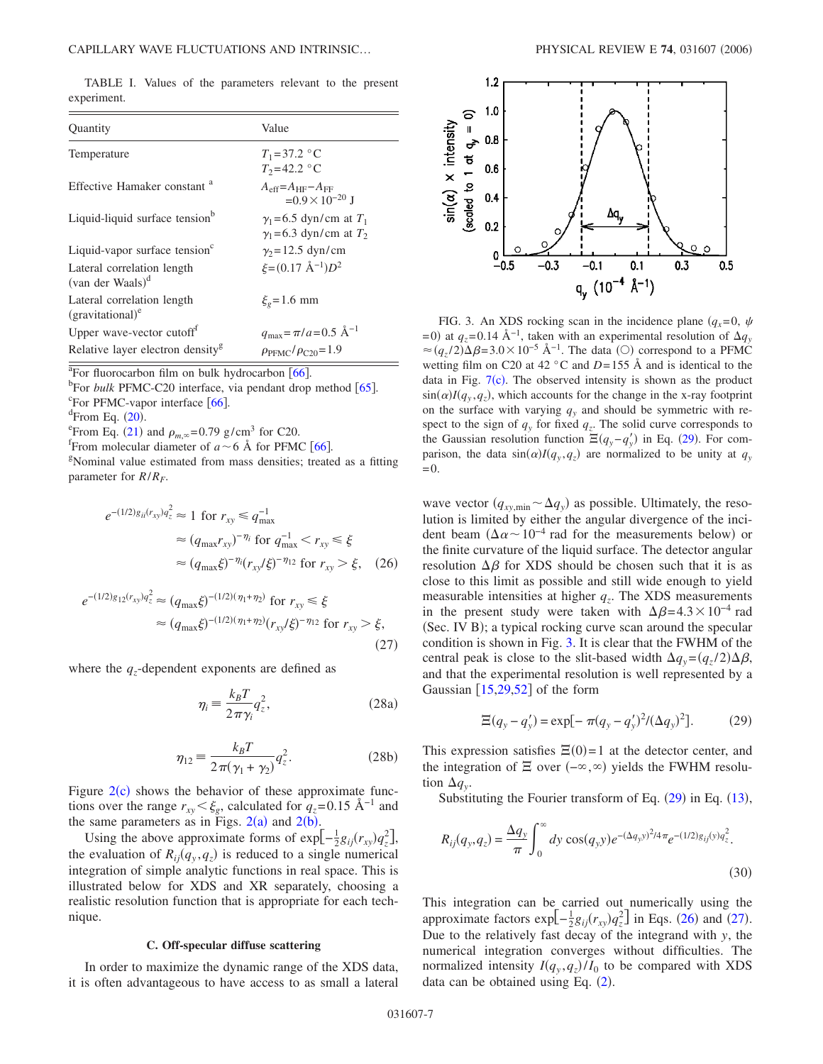TABLE I. Values of the parameters relevant to the present experiment.

| Quantity | Value |
|---|---|
| Temperature | $T_1=37.2$ °C<br>$T_2=42.2$ °C |
| Effective Hamaker constant [a] | $A_{\mathrm{eff}}=A_{\mathrm{HF}}-A_{\mathrm{FF}}$<br>$=0.9\times10^{-20}$ J |
| Liquid-liquid surface tension[b] | $\gamma_1=6.5$ dyn/cm at $T_1$<br>$\gamma_1=6.3$ dyn/cm at $T_2$ |
| Liquid-vapor surface tension[c] | $\gamma_2=12.5$ dyn/cm |
| Lateral correlation length (van der Waals)[d] | $\xi=(0.17\text{ Å}^{-1})D^2$ |
| Lateral correlation length (gravitational)[e] | $\xi_g=1.6$ mm |
| Upper wave-vector cutoff[f] | $q_{\max}=\pi/a=0.5\text{ Å}^{-1}$ |
| Relative layer electron density[g] | $\rho_{\mathrm{PFMC}}/\rho_{\mathrm{C20}}=1.9$ |

[a]For fluorocarbon film on bulk hydrocarbon [66].
[b]For *bulk* PFMC-C20 interface, via pendant drop method [65].
[c]For PFMC-vapor interface [66].
[d]From Eq. (20).
[e]From Eq. (21) and $\rho_{m,\infty}=0.79$ g/cm$^3$ for C20.
[f]From molecular diameter of $a\sim6$ Å for PFMC [66].
[g]Nominal value estimated from mass densities; treated as a fitting parameter for $R/R_F$.

$$
\begin{aligned}
e^{-(1/2)g_{ii}(r_{xy})q_z^2} &\approx 1 \text{ for } r_{xy}\leqslant q_{\max}^{-1}\\
&\approx (q_{\max}r_{xy})^{-\eta_i} \text{ for } q_{\max}^{-1}<r_{xy}\leqslant\xi\\
&\approx (q_{\max}\xi)^{-\eta_i}(r_{xy}/\xi)^{-\eta_{12}} \text{ for } r_{xy}>\xi, \quad (26)
\end{aligned}
$$

$$
\begin{aligned}
e^{-(1/2)g_{12}(r_{xy})q_z^2} &\approx (q_{\max}\xi)^{-(1/2)(\eta_1+\eta_2)} \text{ for } r_{xy}\leqslant\xi\\
&\approx (q_{\max}\xi)^{-(1/2)(\eta_1+\eta_2)}(r_{xy}/\xi)^{-\eta_{12}} \text{ for } r_{xy}>\xi,
\end{aligned}
\quad (27)
$$

where the $q_z$-dependent exponents are defined as

$$
\eta_i\equiv\frac{k_BT}{2\pi\gamma_i}q_z^2, \quad (28a)
$$

$$
\eta_{12}\equiv\frac{k_BT}{2\pi(\gamma_1+\gamma_2)}q_z^2. \quad (28b)
$$

Figure 2(c) shows the behavior of these approximate functions over the range $r_{xy}<\xi_g$, calculated for $q_z=0.15$ Å$^{-1}$ and the same parameters as in Figs. 2(a) and 2(b).

Using the above approximate forms of $\exp[-\frac{1}{2}g_{ij}(r_{xy})q_z^2]$, the evaluation of $R_{ij}(q_y,q_z)$ is reduced to a single numerical integration of simple analytic functions in real space. This is illustrated below for XDS and XR separately, choosing a realistic resolution function that is appropriate for each technique.

### C. Off-specular diffuse scattering

In order to maximize the dynamic range of the XDS data, it is often advantageous to have access to as small a lateral wave vector ($q_{xy,\min}\sim\Delta q_y$) as possible. Ultimately, the resolution is limited by either the angular divergence of the incident beam ($\Delta\alpha\sim10^{-4}$ rad for the measurements below) or the finite curvature of the liquid surface. The detector angular resolution $\Delta\beta$ for XDS should be chosen such that it is as close to this limit as possible and still wide enough to yield measurable intensities at higher $q_z$. The XDS measurements in the present study were taken with $\Delta\beta=4.3\times10^{-4}$ rad (Sec. IV B); a typical rocking curve scan around the specular condition is shown in Fig. 3. It is clear that the FWHM of the central peak is close to the slit-based width $\Delta q_y=(q_z/2)\Delta\beta$, and that the experimental resolution is well represented by a Gaussian [15,29,52] of the form

FIG. 3. An XDS rocking scan in the incidence plane ($q_x=0$, $\psi=0$) at $q_z=0.14$ Å$^{-1}$, taken with an experimental resolution of $\Delta q_y\approx(q_z/2)\Delta\beta=3.0\times10^{-5}$ Å$^{-1}$. The data (○) correspond to a PFMC wetting film on C20 at 42 °C and $D=155$ Å and is identical to the data in Fig. 7(c). The observed intensity is shown as the product $\sin(\alpha)I(q_y,q_z)$, which accounts for the change in the x-ray footprint on the surface with varying $q_y$ and should be symmetric with respect to the sign of $q_y$ for fixed $q_z$. The solid curve corresponds to the Gaussian resolution function $\Xi(q_y-q_y')$ in Eq. (29). For comparison, the data $\sin(\alpha)I(q_y,q_z)$ are normalized to be unity at $q_y=0$.

$$
\Xi(q_y-q_y')=\exp[-\pi(q_y-q_y')^2/(\Delta q_y)^2]. \quad (29)
$$

This expression satisfies $\Xi(0)=1$ at the detector center, and the integration of $\Xi$ over $(-\infty,\infty)$ yields the FWHM resolution $\Delta q_y$.

Substituting the Fourier transform of Eq. (29) in Eq. (13),

$$
R_{ij}(q_y,q_z)=\frac{\Delta q_y}{\pi}\int_0^\infty dy\,\cos(q_yy)e^{-(\Delta q_yy)^2/4\pi}e^{-(1/2)g_{ij}(y)q_z^2}. \quad (30)
$$

This integration can be carried out numerically using the approximate factors $\exp[-\frac{1}{2}g_{ij}(r_{xy})q_z^2]$ in Eqs. (26) and (27). Due to the relatively fast decay of the integrand with $y$, the numerical integration converges without difficulties. The normalized intensity $I(q_y,q_z)/I_0$ to be compared with XDS data can be obtained using Eq. (2).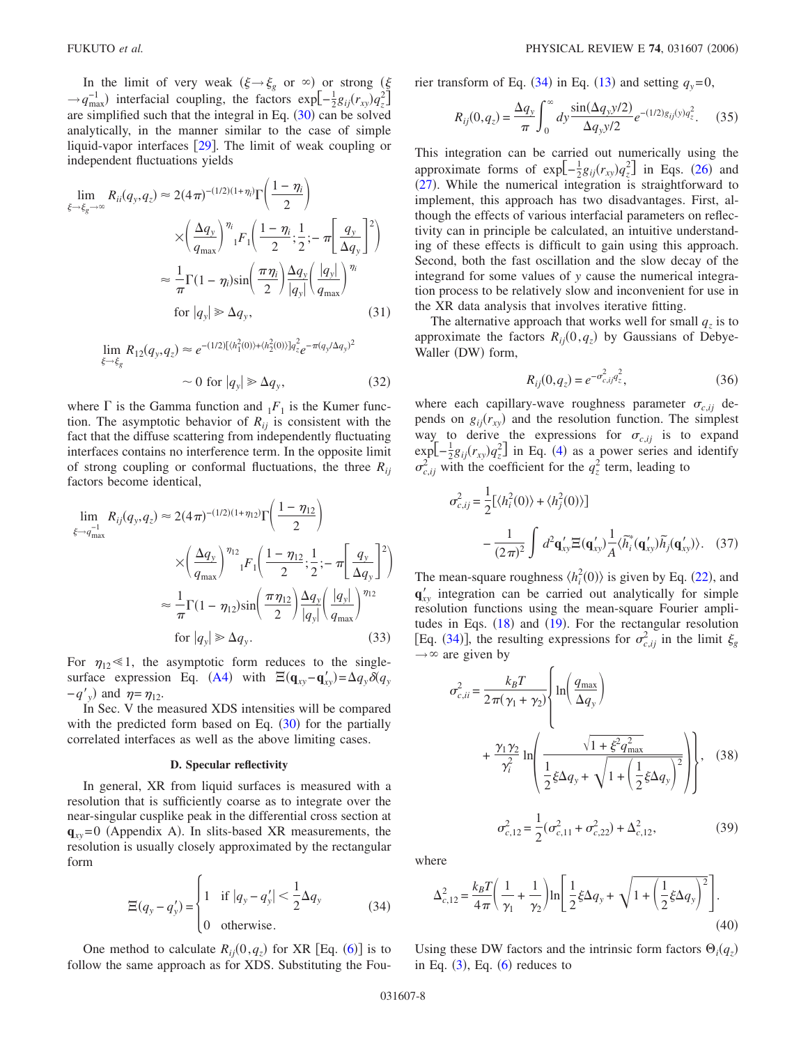In the limit of very weak ($\xi \to \xi_g$ or $\infty$) or strong ($\xi \to q_{\max}^{-1}$) interfacial coupling, the factors $\exp[-\frac{1}{2}g_{ij}(r_{xy})q_z^2]$ are simplified such that the integral in Eq. (30) can be solved analytically, in the manner similar to the case of simple liquid-vapor interfaces [29]. The limit of weak coupling or independent fluctuations yields

$$
\begin{aligned}
\lim_{\xi \to \xi_g \to \infty} R_{ii}(q_y, q_z) &\approx 2(4\pi)^{-(1/2)(1+\eta_i)}\Gamma\left(\frac{1-\eta_i}{2}\right) \\
&\quad \times \left(\frac{\Delta q_y}{q_{\max}}\right)^{\eta_i} {}_1F_1\left(\frac{1-\eta_i}{2};\frac{1}{2};-\pi\left[\frac{q_y}{\Delta q_y}\right]^2\right) \\
&\approx \frac{1}{\pi}\Gamma(1-\eta_i)\sin\left(\frac{\pi\eta_i}{2}\right)\frac{\Delta q_y}{|q_y|}\left(\frac{|q_y|}{q_{\max}}\right)^{\eta_i} \\
&\quad \text{for } |q_y| \gg \Delta q_y,
\end{aligned}
\tag{31}
$$

$$
\begin{aligned}
\lim_{\xi \to \xi_g} R_{12}(q_y, q_z) &\approx e^{-(1/2)[\langle h_1^2(0)\rangle + \langle h_2^2(0)\rangle]q_z^2} e^{-\pi(q_y/\Delta q_y)^2} \\
&\sim 0 \text{ for } |q_y| \gg \Delta q_y,
\end{aligned}
\tag{32}
$$

where $\Gamma$ is the Gamma function and ${}_1F_1$ is the Kumer function. The asymptotic behavior of $R_{ij}$ is consistent with the fact that the diffuse scattering from independently fluctuating interfaces contains no interference term. In the opposite limit of strong coupling or conformal fluctuations, the three $R_{ij}$ factors become identical,

$$
\begin{aligned}
\lim_{\xi \to q_{\max}^{-1}} R_{ij}(q_y, q_z) &\approx 2(4\pi)^{-(1/2)(1+\eta_{12})}\Gamma\left(\frac{1-\eta_{12}}{2}\right) \\
&\quad \times \left(\frac{\Delta q_y}{q_{\max}}\right)^{\eta_{12}} {}_1F_1\left(\frac{1-\eta_{12}}{2};\frac{1}{2};-\pi\left[\frac{q_y}{\Delta q_y}\right]^2\right) \\
&\approx \frac{1}{\pi}\Gamma(1-\eta_{12})\sin\left(\frac{\pi\eta_{12}}{2}\right)\frac{\Delta q_y}{|q_y|}\left(\frac{|q_y|}{q_{\max}}\right)^{\eta_{12}} \\
&\quad \text{for } |q_y| \gg \Delta q_y.
\end{aligned}
\tag{33}
$$

For $\eta_{12} \ll 1$, the asymptotic form reduces to the single-surface expression Eq. (A4) with $\Xi(\mathbf{q}_{xy}-\mathbf{q}'_{xy}) = \Delta q_y \delta(q_y - q'_y)$ and $\eta = \eta_{12}$.

In Sec. V the measured XDS intensities will be compared with the predicted form based on Eq. (30) for the partially correlated interfaces as well as the above limiting cases.

### D. Specular reflectivity

In general, XR from liquid surfaces is measured with a resolution that is sufficiently coarse as to integrate over the near-singular cusplike peak in the differential cross section at $\mathbf{q}_{xy}=0$ (Appendix A). In slits-based XR measurements, the resolution is usually closely approximated by the rectangular form

$$
\Xi(q_y - q'_y) = \begin{cases} 1 & \text{if } |q_y - q'_y| < \frac{1}{2}\Delta q_y \\ 0 & \text{otherwise.} \end{cases}
\tag{34}
$$

One method to calculate $R_{ij}(0,q_z)$ for XR [Eq. (6)] is to follow the same approach as for XDS. Substituting the Fourier transform of Eq. (34) in Eq. (13) and setting $q_y=0$,

$$
R_{ij}(0,q_z) = \frac{\Delta q_y}{\pi}\int_0^\infty dy \frac{\sin(\Delta q_y y/2)}{\Delta q_y y/2} e^{-(1/2)g_{ij}(y)q_z^2}.
\tag{35}
$$

This integration can be carried out numerically using the approximate forms of $\exp[-\frac{1}{2}g_{ij}(r_{xy})q_z^2]$ in Eqs. (26) and (27). While the numerical integration is straightforward to implement, this approach has two disadvantages. First, although the effects of various interfacial parameters on reflectivity can in principle be calculated, an intuitive understanding of these effects is difficult to gain using this approach. Second, both the fast oscillation and the slow decay of the integrand for some values of $y$ cause the numerical integration process to be relatively slow and inconvenient for use in the XR data analysis that involves iterative fitting.

The alternative approach that works well for small $q_z$ is to approximate the factors $R_{ij}(0,q_z)$ by Gaussians of Debye-Waller (DW) form,

$$
R_{ij}(0,q_z) = e^{-\sigma_{c,ij}^2 q_z^2},
\tag{36}
$$

where each capillary-wave roughness parameter $\sigma_{c,ij}$ depends on $g_{ij}(r_{xy})$ and the resolution function. The simplest way to derive the expressions for $\sigma_{c,ij}$ is to expand $\exp[-\frac{1}{2}g_{ij}(r_{xy})q_z^2]$ in Eq. (4) as a power series and identify $\sigma_{c,ij}^2$ with the coefficient for the $q_z^2$ term, leading to

$$
\sigma_{c,ij}^2 = \frac{1}{2}[\langle h_i^2(0)\rangle + \langle h_j^2(0)\rangle] - \frac{1}{(2\pi)^2}\int d^2\mathbf{q}'_{xy}\,\Xi(\mathbf{q}'_{xy})\frac{1}{A}\langle \tilde{h}_i^*(\mathbf{q}'_{xy})\tilde{h}_j(\mathbf{q}'_{xy})\rangle.
\tag{37}
$$

The mean-square roughness $\langle h_i^2(0)\rangle$ is given by Eq. (22), and $\mathbf{q}'_{xy}$ integration can be carried out analytically for simple resolution functions using the mean-square Fourier amplitudes in Eqs. (18) and (19). For the rectangular resolution [Eq. (34)], the resulting expressions for $\sigma_{c,ij}^2$ in the limit $\xi_g \to \infty$ are given by

$$
\sigma_{c,ii}^2 = \frac{k_BT}{2\pi(\gamma_1+\gamma_2)}\left\{\ln\left(\frac{q_{\max}}{\Delta q_y}\right) + \frac{\gamma_1\gamma_2}{\gamma_i^2}\ln\left(\frac{\sqrt{1+\xi^2 q_{\max}^2}}{\frac{1}{2}\xi\Delta q_y + \sqrt{1+\left(\frac{1}{2}\xi\Delta q_y\right)^2}}\right)\right\},
\tag{38}
$$

$$
\sigma_{c,12}^2 = \frac{1}{2}(\sigma_{c,11}^2 + \sigma_{c,22}^2) + \Delta_{c,12}^2,
\tag{39}
$$

where

$$
\Delta_{c,12}^2 = \frac{k_BT}{4\pi}\left(\frac{1}{\gamma_1}+\frac{1}{\gamma_2}\right)\ln\left[\frac{1}{2}\xi\Delta q_y + \sqrt{1+\left(\frac{1}{2}\xi\Delta q_y\right)^2}\right].
\tag{40}
$$

Using these DW factors and the intrinsic form factors $\Theta_i(q_z)$ in Eq. (3), Eq. (6) reduces to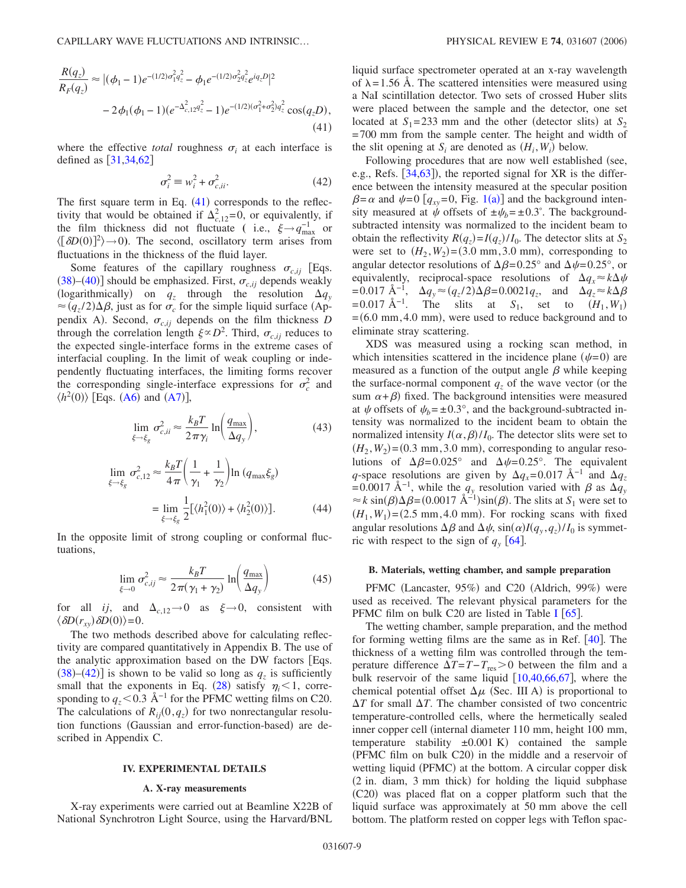$$\frac{R(q_z)}{R_F(q_z)} \approx |(\phi_1 - 1)e^{-(1/2)\sigma_1^2 q_z^2} - \phi_1 e^{-(1/2)\sigma_2^2 q_z^2} e^{iq_z D}|^2$$
$$- 2\phi_1(\phi_1 - 1)(e^{-\Delta_{c,12}^2 q_z^2} - 1)e^{-(1/2)(\sigma_1^2+\sigma_2^2)q_z^2}\cos(q_z D), \tag{41}$$

where the effective *total* roughness $\sigma_i$ at each interface is defined as [31,34,62]

$$\sigma_i^2 \equiv w_i^2 + \sigma_{c,ii}^2. \tag{42}$$

The first square term in Eq. (41) corresponds to the reflectivity that would be obtained if $\Delta_{c,12}^2=0$, or equivalently, if the film thickness did not fluctuate (i.e., $\xi \to q_{\max}^{-1}$ or $\langle[\delta D(0)]^2\rangle \to 0$). The second, oscillatory term arises from fluctuations in the thickness of the fluid layer.

Some features of the capillary roughness $\sigma_{c,ij}$ [Eqs. (38)–(40)] should be emphasized. First, $\sigma_{c,ij}$ depends weakly (logarithmically) on $q_z$ through the resolution $\Delta q_y \approx (q_z/2)\Delta\beta$, just as for $\sigma_c$ for the simple liquid surface (Appendix A). Second, $\sigma_{c,ij}$ depends on the film thickness $D$ through the correlation length $\xi \propto D^2$. Third, $\sigma_{c,ij}$ reduces to the expected single-interface forms in the extreme cases of interfacial coupling. In the limit of weak coupling or independently fluctuating interfaces, the limiting forms recover the corresponding single-interface expressions for $\sigma_c^2$ and $\langle h^2(0)\rangle$ [Eqs. (A6) and (A7)],

$$\lim_{\xi\to\xi_g} \sigma_{c,ii}^2 \approx \frac{k_B T}{2\pi\gamma_i}\ln\left(\frac{q_{\max}}{\Delta q_y}\right), \tag{43}$$

$$\lim_{\xi\to\xi_g} \sigma_{c,12}^2 \approx \frac{k_B T}{4\pi}\left(\frac{1}{\gamma_1}+\frac{1}{\gamma_2}\right)\ln(q_{\max}\xi_g)$$
$$= \lim_{\xi\to\xi_g}\frac{1}{2}[\langle h_1^2(0)\rangle + \langle h_2^2(0)\rangle]. \tag{44}$$

In the opposite limit of strong coupling or conformal fluctuations,

$$\lim_{\xi\to 0} \sigma_{c,ij}^2 \approx \frac{k_B T}{2\pi(\gamma_1+\gamma_2)}\ln\left(\frac{q_{\max}}{\Delta q_y}\right) \tag{45}$$

for all $ij$, and $\Delta_{c,12}\to 0$ as $\xi \to 0$, consistent with $\langle \delta D(r_{xy})\delta D(0)\rangle = 0$.

The two methods described above for calculating reflectivity are compared quantitatively in Appendix B. The use of the analytic approximation based on the DW factors [Eqs. (38)–(42)] is shown to be valid so long as $q_z$ is sufficiently small that the exponents in Eq. (28) satisfy $\eta_i < 1$, corresponding to $q_z < 0.3$ Å$^{-1}$ for the PFMC wetting films on C20. The calculations of $R_{ij}(0,q_z)$ for two nonrectangular resolution functions (Gaussian and error-function-based) are described in Appendix C.

## IV. EXPERIMENTAL DETAILS

### A. X-ray measurements

X-ray experiments were carried out at Beamline X22B of National Synchrotron Light Source, using the Harvard/BNL liquid surface spectrometer operated at an x-ray wavelength of $\lambda=1.56$ Å. The scattered intensities were measured using a NaI scintillation detector. Two sets of crossed Huber slits were placed between the sample and the detector, one set located at $S_1=233$ mm and the other (detector slits) at $S_2=700$ mm from the sample center. The height and width of the slit opening at $S_i$ are denoted as $(H_i, W_i)$ below.

Following procedures that are now well established (see, e.g., Refs. [34,63]), the reported signal for XR is the difference between the intensity measured at the specular position $\beta=\alpha$ and $\psi=0$ [$q_{xy}=0$, Fig. 1(a)] and the background intensity measured at $\psi$ offsets of $\pm\psi_b=\pm 0.3°$. The background-subtracted intensity was normalized to the incident beam to obtain the reflectivity $R(q_z)=I(q_z)/I_0$. The detector slits at $S_2$ were set to $(H_2, W_2)=(3.0$ mm$, 3.0$ mm$)$, corresponding to angular detector resolutions of $\Delta\beta=0.25°$ and $\Delta\psi=0.25°$, or equivalently, reciprocal-space resolutions of $\Delta q_x \approx k\Delta\psi = 0.017$ Å$^{-1}$, $\Delta q_y \approx (q_z/2)\Delta\beta = 0.0021 q_z$, and $\Delta q_z \approx k\Delta\beta = 0.017$ Å$^{-1}$. The slits at $S_1$, set to $(H_1, W_1) = (6.0$ mm$, 4.0$ mm$)$, were used to reduce background and to eliminate stray scattering.

XDS was measured using a rocking scan method, in which intensities scattered in the incidence plane ($\psi=0$) are measured as a function of the output angle $\beta$ while keeping the surface-normal component $q_z$ of the wave vector (or the sum $\alpha+\beta$) fixed. The background intensities were measured at $\psi$ offsets of $\psi_b=\pm 0.3°$, and the background-subtracted intensity was normalized to the incident beam to obtain the normalized intensity $I(\alpha,\beta)/I_0$. The detector slits were set to $(H_2, W_2)=(0.3$ mm$, 3.0$ mm$)$, corresponding to angular resolutions of $\Delta\beta=0.025°$ and $\Delta\psi=0.25°$. The equivalent $q$-space resolutions are given by $\Delta q_x=0.017$ Å$^{-1}$ and $\Delta q_z = 0.0017$ Å$^{-1}$, while the $q_y$ resolution varied with $\beta$ as $\Delta q_y \approx k\sin(\beta)\Delta\beta = (0.0017$ Å$^{-1})\sin(\beta)$. The slits at $S_1$ were set to $(H_1, W_1)=(2.5$ mm$, 4.0$ mm$)$. For rocking scans with fixed angular resolutions $\Delta\beta$ and $\Delta\psi$, $\sin(\alpha)I(q_y,q_z)/I_0$ is symmetric with respect to the sign of $q_y$ [64].

### B. Materials, wetting chamber, and sample preparation

PFMC (Lancaster, 95%) and C20 (Aldrich, 99%) were used as received. The relevant physical parameters for the PFMC film on bulk C20 are listed in Table I [65].

The wetting chamber, sample preparation, and the method for forming wetting films are the same as in Ref. [40]. The thickness of a wetting film was controlled through the temperature difference $\Delta T = T - T_{\text{res}} > 0$ between the film and a bulk reservoir of the same liquid [10,40,66,67], where the chemical potential offset $\Delta\mu$ (Sec. III A) is proportional to $\Delta T$ for small $\Delta T$. The chamber consisted of two concentric temperature-controlled cells, where the hermetically sealed inner copper cell (internal diameter 110 mm, height 100 mm, temperature stability $\pm 0.001$ K) contained the sample (PFMC film on bulk C20) in the middle and a reservoir of wetting liquid (PFMC) at the bottom. A circular copper disk (2 in. diam, 3 mm thick) for holding the liquid subphase (C20) was placed flat on a copper platform such that the liquid surface was approximately at 50 mm above the cell bottom. The platform rested on copper legs with Teflon spac-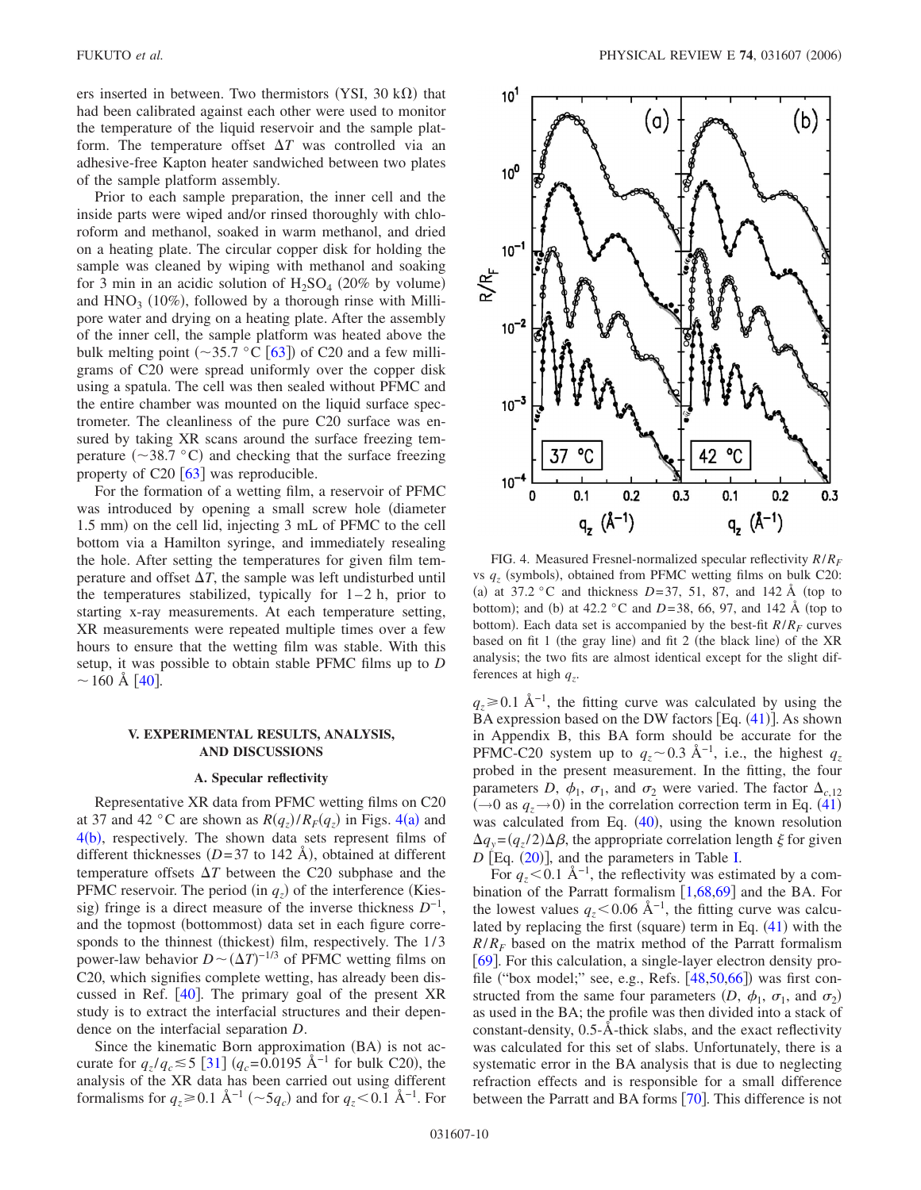ers inserted in between. Two thermistors (YSI, 30 kΩ) that had been calibrated against each other were used to monitor the temperature of the liquid reservoir and the sample platform. The temperature offset $\Delta T$ was controlled via an adhesive-free Kapton heater sandwiched between two plates of the sample platform assembly.

Prior to each sample preparation, the inner cell and the inside parts were wiped and/or rinsed thoroughly with chloroform and methanol, soaked in warm methanol, and dried on a heating plate. The circular copper disk for holding the sample was cleaned by wiping with methanol and soaking for 3 min in an acidic solution of $H_2SO_4$ (20% by volume) and $HNO_3$ (10%), followed by a thorough rinse with Millipore water and drying on a heating plate. After the assembly of the inner cell, the sample platform was heated above the bulk melting point (~35.7 °C [63]) of C20 and a few milligrams of C20 were spread uniformly over the copper disk using a spatula. The cell was then sealed without PFMC and the entire chamber was mounted on the liquid surface spectrometer. The cleanliness of the pure C20 surface was ensured by taking XR scans around the surface freezing temperature (~38.7 °C) and checking that the surface freezing property of C20 [63] was reproducible.

For the formation of a wetting film, a reservoir of PFMC was introduced by opening a small screw hole (diameter 1.5 mm) on the cell lid, injecting 3 mL of PFMC to the cell bottom via a Hamilton syringe, and immediately resealing the hole. After setting the temperatures for given film temperature and offset $\Delta T$, the sample was left undisturbed until the temperatures stabilized, typically for 1–2 h, prior to starting x-ray measurements. At each temperature setting, XR measurements were repeated multiple times over a few hours to ensure that the wetting film was stable. With this setup, it was possible to obtain stable PFMC films up to $D \sim 160$ Å [40].

## V. EXPERIMENTAL RESULTS, ANALYSIS, AND DISCUSSIONS

### A. Specular reflectivity

Representative XR data from PFMC wetting films on C20 at 37 and 42 °C are shown as $R(q_z)/R_F(q_z)$ in Figs. 4(a) and 4(b), respectively. The shown data sets represent films of different thicknesses ($D$=37 to 142 Å), obtained at different temperature offsets $\Delta T$ between the C20 substrate and the PFMC reservoir. The period (in $q_z$) of the interference (Kiessig) fringe is a direct measure of the inverse thickness $D^{-1}$, and the topmost (bottommost) data set in each figure corresponds to the thinnest (thickest) film, respectively. The 1/3 power-law behavior $D \sim (\Delta T)^{-1/3}$ of PFMC wetting films on C20, which signifies complete wetting, has already been discussed in Ref. [40]. The primary goal of the present XR study is to extract the interfacial structures and their dependence on the interfacial separation $D$.

Since the kinematic Born approximation (BA) is not accurate for $q_z/q_c \lesssim 5$ [31] ($q_c$=0.0195 Å$^{-1}$ for bulk C20), the analysis of the XR data has been carried out using different formalisms for $q_z \geqslant 0.1$ Å$^{-1}$ (~$5q_c$) and for $q_z < 0.1$ Å$^{-1}$. For

FIG. 4. Measured Fresnel-normalized specular reflectivity $R/R_F$ vs $q_z$ (symbols), obtained from PFMC wetting films on bulk C20: (a) at 37.2 °C and thickness $D$=37, 51, 87, and 142 Å (top to bottom); and (b) at 42.2 °C and $D$=38, 66, 97, and 142 Å (top to bottom). Each data set is accompanied by the best-fit $R/R_F$ curves based on fit 1 (the gray line) and fit 2 (the black line) of the XR analysis; the two fits are almost identical except for the slight differences at high $q_z$.

$q_z \geqslant 0.1$ Å$^{-1}$, the fitting curve was calculated by using the BA expression based on the DW factors [Eq. (41)]. As shown in Appendix B, this BA form should be accurate for the PFMC-C20 system up to $q_z \sim 0.3$ Å$^{-1}$, i.e., the highest $q_z$ probed in the present measurement. In the fitting, the four parameters $D$, $\phi_1$, $\sigma_1$, and $\sigma_2$ were varied. The factor $\Delta_{c,12}$ ($\rightarrow 0$ as $q_z \rightarrow 0$) in the correlation correction term in Eq. (41) was calculated from Eq. (40), using the known resolution $\Delta q_y = (q_z/2)\Delta\beta$, the appropriate correlation length $\xi$ for given $D$ [Eq. (20)], and the parameters in Table I.

For $q_z < 0.1$ Å$^{-1}$, the reflectivity was estimated by a combination of the Parratt formalism [1,68,69] and the BA. For the lowest values $q_z < 0.06$ Å$^{-1}$, the fitting curve was calculated by replacing the first (square) term in Eq. (41) with the $R/R_F$ based on the matrix method of the Parratt formalism [69]. For this calculation, a single-layer electron density profile ("box model;" see, e.g., Refs. [48,50,66]) was first constructed from the same four parameters ($D$, $\phi_1$, $\sigma_1$, and $\sigma_2$) as used in the BA; the profile was then divided into a stack of constant-density, 0.5-Å-thick slabs, and the exact reflectivity was calculated for this set of slabs. Unfortunately, there is a systematic error in the BA analysis that is due to neglecting refraction effects and is responsible for a small difference between the Parratt and BA forms [70]. This difference is not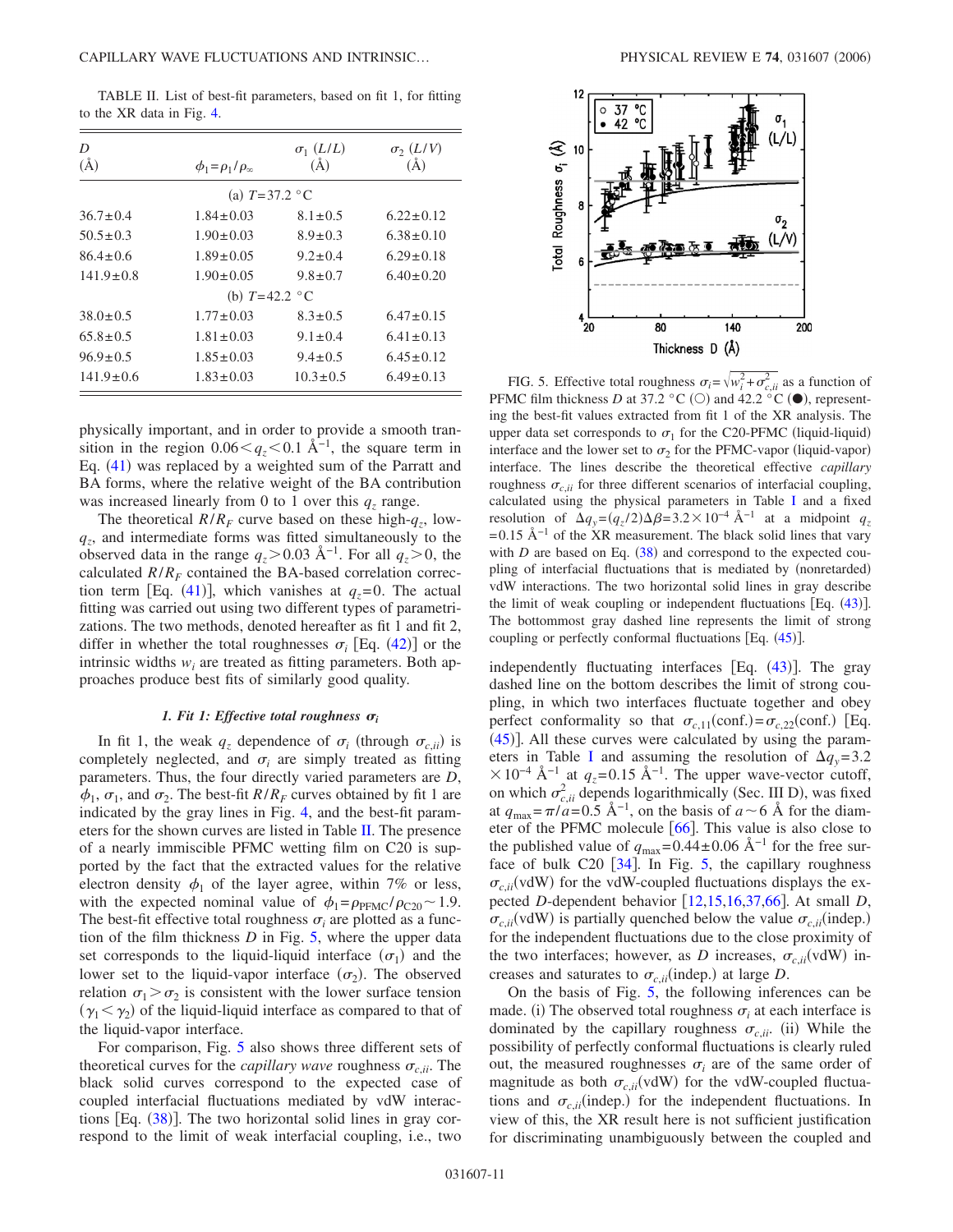TABLE II. List of best-fit parameters, based on fit 1, for fitting to the XR data in Fig. 4.

| $D$ (Å) | $\phi_1=\rho_1/\rho_\infty$ | $\sigma_1$ ($L/L$) (Å) | $\sigma_2$ ($L/V$) (Å) |
|---|---|---|---|
| (a) $T=37.2$ °C | | | |
| $36.7\pm0.4$ | $1.84\pm0.03$ | $8.1\pm0.5$ | $6.22\pm0.12$ |
| $50.5\pm0.3$ | $1.90\pm0.03$ | $8.9\pm0.3$ | $6.38\pm0.10$ |
| $86.4\pm0.6$ | $1.89\pm0.05$ | $9.2\pm0.4$ | $6.29\pm0.18$ |
| $141.9\pm0.8$ | $1.90\pm0.05$ | $9.8\pm0.7$ | $6.40\pm0.20$ |
| (b) $T=42.2$ °C | | | |
| $38.0\pm0.5$ | $1.77\pm0.03$ | $8.3\pm0.5$ | $6.47\pm0.15$ |
| $65.8\pm0.5$ | $1.81\pm0.03$ | $9.1\pm0.4$ | $6.41\pm0.13$ |
| $96.9\pm0.5$ | $1.85\pm0.03$ | $9.4\pm0.5$ | $6.45\pm0.12$ |
| $141.9\pm0.6$ | $1.83\pm0.03$ | $10.3\pm0.5$ | $6.49\pm0.13$ |

physically important, and in order to provide a smooth transition in the region $0.06<q_z<0.1$ Å$^{-1}$, the square term in Eq. (41) was replaced by a weighted sum of the Parratt and BA forms, where the relative weight of the BA contribution was increased linearly from 0 to 1 over this $q_z$ range.

The theoretical $R/R_F$ curve based on these high-$q_z$, low-$q_z$, and intermediate forms was fitted simultaneously to the observed data in the range $q_z>0.03$ Å$^{-1}$. For all $q_z>0$, the calculated $R/R_F$ contained the BA-based correlation correction term [Eq. (41)], which vanishes at $q_z=0$. The actual fitting was carried out using two different types of parametrizations. The two methods, denoted hereafter as fit 1 and fit 2, differ in whether the total roughnesses $\sigma_i$ [Eq. (42)] or the intrinsic widths $w_i$ are treated as fitting parameters. Both approaches produce best fits of similarly good quality.

### 1. Fit 1: Effective total roughness $\sigma_i$

In fit 1, the weak $q_z$ dependence of $\sigma_i$ (through $\sigma_{c,ii}$) is completely neglected, and $\sigma_i$ are simply treated as fitting parameters. Thus, the four directly varied parameters are $D$, $\phi_1$, $\sigma_1$, and $\sigma_2$. The best-fit $R/R_F$ curves obtained by fit 1 are indicated by the gray lines in Fig. 4, and the best-fit parameters for the shown curves are listed in Table II. The presence of a nearly immiscible PFMC wetting film on C20 is supported by the fact that the extracted values for the relative electron density $\phi_1$ of the layer agree, within 7% or less, with the expected nominal value of $\phi_1=\rho_{\mathrm{PFMC}}/\rho_{\mathrm{C20}}\sim1.9$. The best-fit effective total roughness $\sigma_i$ are plotted as a function of the film thickness $D$ in Fig. 5, where the upper data set corresponds to the liquid-liquid interface ($\sigma_1$) and the lower set to the liquid-vapor interface ($\sigma_2$). The observed relation $\sigma_1>\sigma_2$ is consistent with the lower surface tension ($\gamma_1<\gamma_2$) of the liquid-liquid interface as compared to that of the liquid-vapor interface.

For comparison, Fig. 5 also shows three different sets of theoretical curves for the *capillary wave* roughness $\sigma_{c,ii}$. The black solid curves correspond to the expected case of coupled interfacial fluctuations mediated by vdW interactions [Eq. (38)]. The two horizontal solid lines in gray correspond to the limit of weak interfacial coupling, i.e., two

FIG. 5. Effective total roughness $\sigma_i=\sqrt{w_i^2+\sigma_{c,ii}^2}$ as a function of PFMC film thickness $D$ at 37.2 °C (○) and 42.2 °C (●), representing the best-fit values extracted from fit 1 of the XR analysis. The upper data set corresponds to $\sigma_1$ for the C20-PFMC (liquid-liquid) interface and the lower set to $\sigma_2$ for the PFMC-vapor (liquid-vapor) interface. The lines describe the theoretical effective *capillary* roughness $\sigma_{c,ii}$ for three different scenarios of interfacial coupling, calculated using the physical parameters in Table I and a fixed resolution of $\Delta q_y=(q_z/2)\Delta\beta=3.2\times10^{-4}$ Å$^{-1}$ at a midpoint $q_z=0.15$ Å$^{-1}$ of the XR measurement. The black solid lines that vary with $D$ are based on Eq. (38) and correspond to the expected coupling of interfacial fluctuations that is mediated by (nonretarded) vdW interactions. The two horizontal solid lines in gray describe the limit of weak coupling or independent fluctuations [Eq. (43)]. The bottommost gray dashed line represents the limit of strong coupling or perfectly conformal fluctuations [Eq. (45)].

independently fluctuating interfaces [Eq. (43)]. The gray dashed line on the bottom describes the limit of strong coupling, in which two interfaces fluctuate together and obey perfect conformality so that $\sigma_{c,11}(\mathrm{conf.})=\sigma_{c,22}(\mathrm{conf.})$ [Eq. (45)]. All these curves were calculated by using the parameters in Table I and assuming the resolution of $\Delta q_y=3.2\times10^{-4}$ Å$^{-1}$ at $q_z=0.15$ Å$^{-1}$. The upper wave-vector cutoff, on which $\sigma_{c,ii}^2$ depends logarithmically (Sec. III D), was fixed at $q_{\max}=\pi/a=0.5$ Å$^{-1}$, on the basis of $a\sim6$ Å for the diameter of the PFMC molecule [66]. This value is also close to the published value of $q_{\max}=0.44\pm0.06$ Å$^{-1}$ for the free surface of bulk C20 [34]. In Fig. 5, the capillary roughness $\sigma_{c,ii}(\mathrm{vdW})$ for the vdW-coupled fluctuations displays the expected $D$-dependent behavior [12,15,16,37,66]. At small $D$, $\sigma_{c,ii}(\mathrm{vdW})$ is partially quenched below the value $\sigma_{c,ii}(\mathrm{indep.})$ for the independent fluctuations due to the close proximity of the two interfaces; however, as $D$ increases, $\sigma_{c,ii}(\mathrm{vdW})$ increases and saturates to $\sigma_{c,ii}(\mathrm{indep.})$ at large $D$.

On the basis of Fig. 5, the following inferences can be made. (i) The observed total roughness $\sigma_i$ at each interface is dominated by the capillary roughness $\sigma_{c,ii}$. (ii) While the possibility of perfectly conformal fluctuations is clearly ruled out, the measured roughnesses $\sigma_i$ are of the same order of magnitude as both $\sigma_{c,ii}(\mathrm{vdW})$ for the vdW-coupled fluctuations and $\sigma_{c,ii}(\mathrm{indep.})$ for the independent fluctuations. In view of this, the XR result here is not sufficient justification for discriminating unambiguously between the coupled and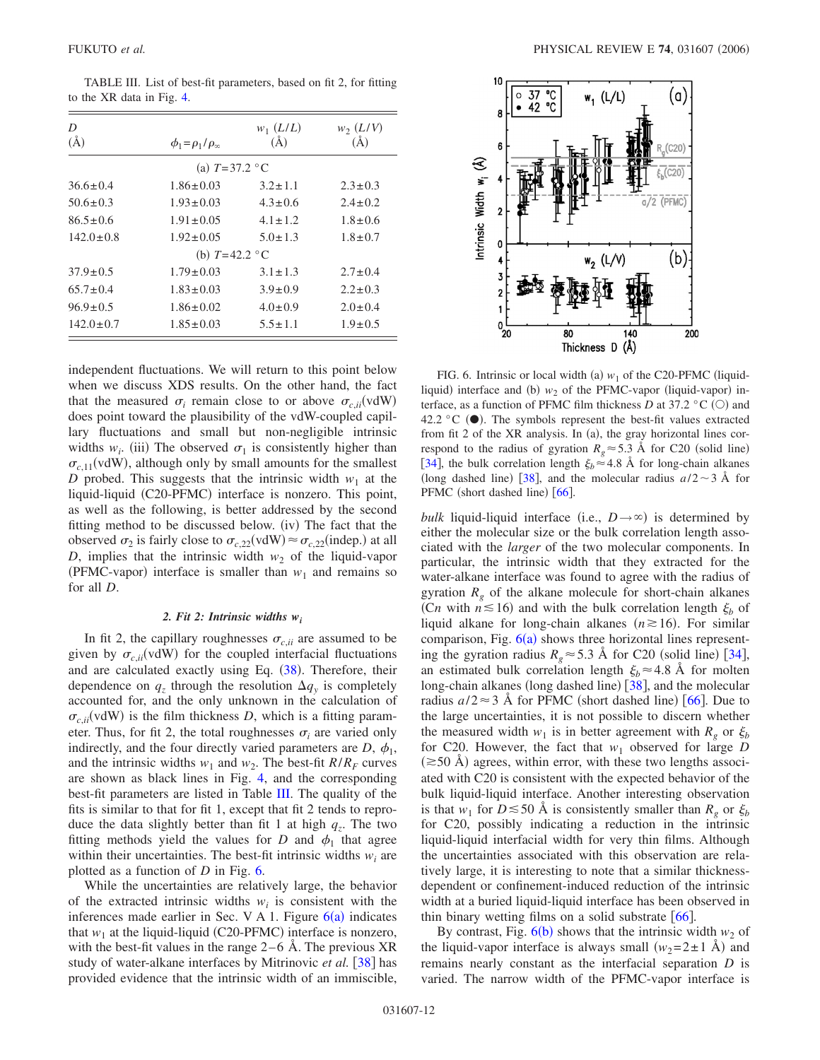TABLE III. List of best-fit parameters, based on fit 2, for fitting to the XR data in Fig. 4.

| $D$ (Å) | $\phi_1 = \rho_1/\rho_\infty$ | $w_1$ $(L/L)$ (Å) | $w_2$ $(L/V)$ (Å) |
|---|---|---|---|
| (a) $T=37.2$ °C | | | |
| $36.6 \pm 0.4$ | $1.86 \pm 0.03$ | $3.2 \pm 1.1$ | $2.3 \pm 0.3$ |
| $50.6 \pm 0.3$ | $1.93 \pm 0.03$ | $4.3 \pm 0.6$ | $2.4 \pm 0.2$ |
| $86.5 \pm 0.6$ | $1.91 \pm 0.05$ | $4.1 \pm 1.2$ | $1.8 \pm 0.6$ |
| $142.0 \pm 0.8$ | $1.92 \pm 0.05$ | $5.0 \pm 1.3$ | $1.8 \pm 0.7$ |
| (b) $T=42.2$ °C | | | |
| $37.9 \pm 0.5$ | $1.79 \pm 0.03$ | $3.1 \pm 1.3$ | $2.7 \pm 0.4$ |
| $65.7 \pm 0.4$ | $1.83 \pm 0.03$ | $3.9 \pm 0.9$ | $2.2 \pm 0.3$ |
| $96.9 \pm 0.5$ | $1.86 \pm 0.02$ | $4.0 \pm 0.9$ | $2.0 \pm 0.4$ |
| $142.0 \pm 0.7$ | $1.85 \pm 0.03$ | $5.5 \pm 1.1$ | $1.9 \pm 0.5$ |

independent fluctuations. We will return to this point below when we discuss XDS results. On the other hand, the fact that the measured $\sigma_i$ remain close to or above $\sigma_{c,ii}(\mathrm{vdW})$ does point toward the plausibility of the vdW-coupled capillary fluctuations and small but non-negligible intrinsic widths $w_i$. (iii) The observed $\sigma_1$ is consistently higher than $\sigma_{c,11}(\mathrm{vdW})$, although only by small amounts for the smallest $D$ probed. This suggests that the intrinsic width $w_1$ at the liquid-liquid (C20-PFMC) interface is nonzero. This point, as well as the following, is better addressed by the second fitting method to be discussed below. (iv) The fact that the observed $\sigma_2$ is fairly close to $\sigma_{c,22}(\mathrm{vdW}) \approx \sigma_{c,22}(\mathrm{indep.})$ at all $D$, implies that the intrinsic width $w_2$ of the liquid-vapor (PFMC-vapor) interface is smaller than $w_1$ and remains so for all $D$.

#### 2. Fit 2: Intrinsic widths $w_i$

In fit 2, the capillary roughnesses $\sigma_{c,ii}$ are assumed to be given by $\sigma_{c,ii}(\mathrm{vdW})$ for the coupled interfacial fluctuations and are calculated exactly using Eq. (38). Therefore, their dependence on $q_z$ through the resolution $\Delta q_y$ is completely accounted for, and the only unknown in the calculation of $\sigma_{c,ii}(\mathrm{vdW})$ is the film thickness $D$, which is a fitting parameter. Thus, for fit 2, the total roughnesses $\sigma_i$ are varied only indirectly, and the four directly varied parameters are $D$, $\phi_1$, and the intrinsic widths $w_1$ and $w_2$. The best-fit $R/R_F$ curves are shown as black lines in Fig. 4, and the corresponding best-fit parameters are listed in Table III. The quality of the fits is similar to that for fit 1, except that fit 2 tends to reproduce the data slightly better than fit 1 at high $q_z$. The two fitting methods yield the values for $D$ and $\phi_1$ that agree within their uncertainties. The best-fit intrinsic widths $w_i$ are plotted as a function of $D$ in Fig. 6.

While the uncertainties are relatively large, the behavior of the extracted intrinsic widths $w_i$ is consistent with the inferences made earlier in Sec. V A 1. Figure 6(a) indicates that $w_1$ at the liquid-liquid (C20-PFMC) interface is nonzero, with the best-fit values in the range 2–6 Å. The previous XR study of water-alkane interfaces by Mitrinovic *et al.* [38] has provided evidence that the intrinsic width of an immiscible, *bulk* liquid-liquid interface (i.e., $D \to \infty$) is determined by either the molecular size or the bulk correlation length associated with the *larger* of the two molecular components. In particular, the intrinsic width that they extracted for the water-alkane interface was found to agree with the radius of gyration $R_g$ of the alkane molecule for short-chain alkanes (C$n$ with $n \lesssim 16$) and with the bulk correlation length $\xi_b$ of liquid alkane for long-chain alkanes ($n \gtrsim 16$). For similar comparison, Fig. 6(a) shows three horizontal lines representing the gyration radius $R_g \approx 5.3$ Å for C20 (solid line) [34], an estimated bulk correlation length $\xi_b \approx 4.8$ Å for molten long-chain alkanes (long dashed line) [38], and the molecular radius $a/2 \approx 3$ Å for PFMC (short dashed line) [66]. Due to the large uncertainties, it is not possible to discern whether the measured width $w_1$ is in better agreement with $R_g$ or $\xi_b$ for C20. However, the fact that $w_1$ observed for large $D$ ($\gtrsim 50$ Å) agrees, within error, with these two lengths associated with C20 is consistent with the expected behavior of the bulk liquid-liquid interface. Another interesting observation is that $w_1$ for $D \lesssim 50$ Å is consistently smaller than $R_g$ or $\xi_b$ for C20, possibly indicating a reduction in the intrinsic liquid-liquid interfacial width for very thin films. Although the uncertainties associated with this observation are relatively large, it is interesting to note that a similar thickness-dependent or confinement-induced reduction of the intrinsic width at a buried liquid-liquid interface has been observed in thin binary wetting films on a solid substrate [66].

FIG. 6. Intrinsic or local width (a) $w_1$ of the C20-PFMC (liquid-liquid) interface and (b) $w_2$ of the PFMC-vapor (liquid-vapor) interface, as a function of PFMC film thickness $D$ at 37.2 °C (○) and 42.2 °C (●). The symbols represent the best-fit values extracted from fit 2 of the XR analysis. In (a), the gray horizontal lines correspond to the radius of gyration $R_g \approx 5.3$ Å for C20 (solid line) [34], the bulk correlation length $\xi_b \approx 4.8$ Å for long-chain alkanes (long dashed line) [38], and the molecular radius $a/2 \sim 3$ Å for PFMC (short dashed line) [66].

By contrast, Fig. 6(b) shows that the intrinsic width $w_2$ of the liquid-vapor interface is always small ($w_2 = 2 \pm 1$ Å) and remains nearly constant as the interfacial separation $D$ is varied. The narrow width of the PFMC-vapor interface is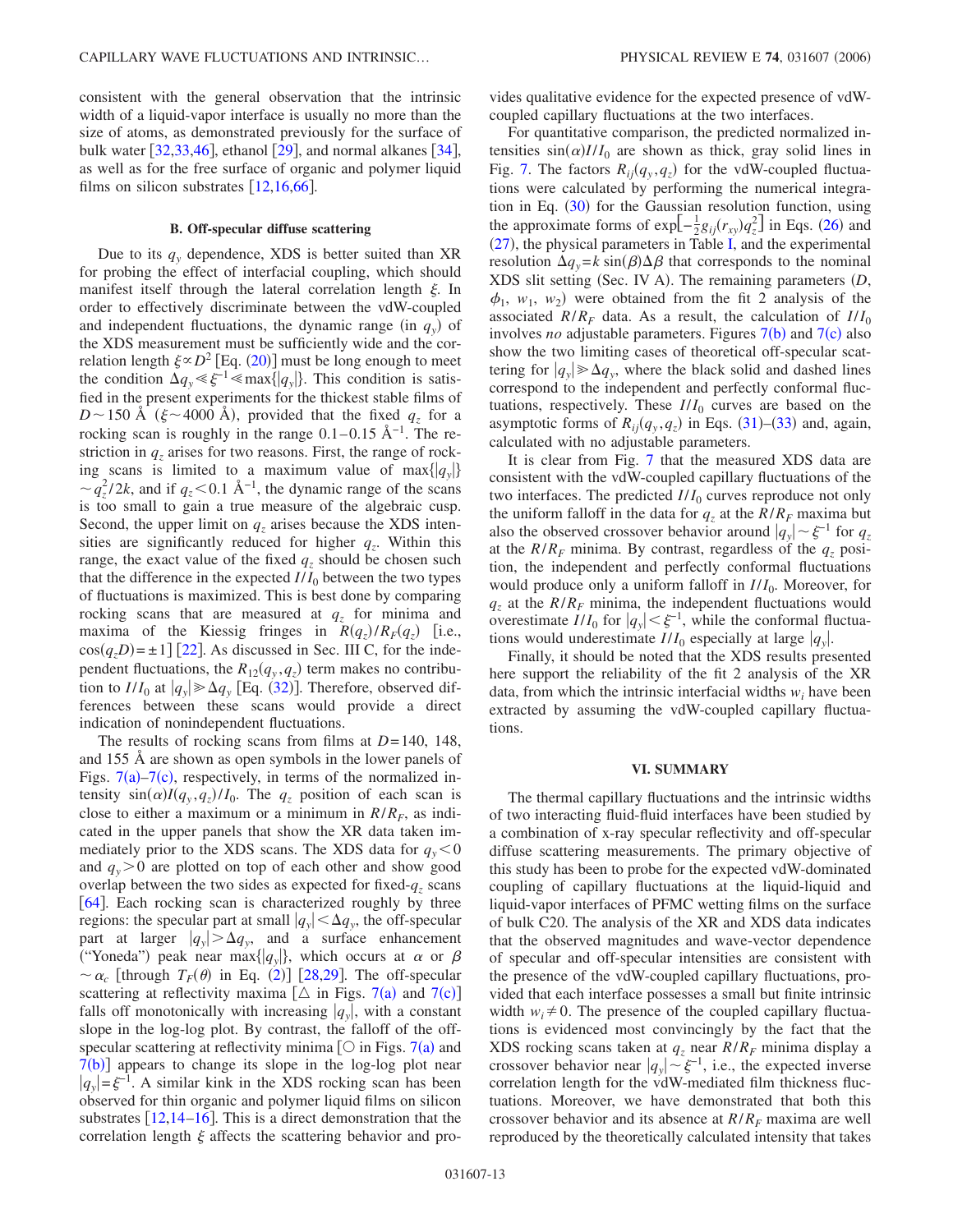consistent with the general observation that the intrinsic width of a liquid-vapor interface is usually no more than the size of atoms, as demonstrated previously for the surface of bulk water [32,33,46], ethanol [29], and normal alkanes [34], as well as for the free surface of organic and polymer liquid films on silicon substrates [12,16,66].

### B. Off-specular diffuse scattering

Due to its $q_y$ dependence, XDS is better suited than XR for probing the effect of interfacial coupling, which should manifest itself through the lateral correlation length $\xi$. In order to effectively discriminate between the vdW-coupled and independent fluctuations, the dynamic range (in $q_y$) of the XDS measurement must be sufficiently wide and the correlation length $\xi \propto D^2$ [Eq. (20)] must be long enough to meet the condition $\Delta q_y \ll \xi^{-1} \ll \max\{|q_y|\}$. This condition is satisfied in the present experiments for the thickest stable films of $D \sim 150$ Å ($\xi \sim 4000$ Å), provided that the fixed $q_z$ for a rocking scan is roughly in the range 0.1–0.15 Å$^{-1}$. The restriction in $q_z$ arises for two reasons. First, the range of rocking scans is limited to a maximum value of $\max\{|q_y|\} \sim q_z^2/2k$, and if $q_z < 0.1$ Å$^{-1}$, the dynamic range of the scans is too small to gain a true measure of the algebraic cusp. Second, the upper limit on $q_z$ arises because the XDS intensities are significantly reduced for higher $q_z$. Within this range, the exact value of the fixed $q_z$ should be chosen such that the difference in the expected $I/I_0$ between the two types of fluctuations is maximized. This is best done by comparing rocking scans that are measured at $q_z$ for minima and maxima of the Kiessig fringes in $R(q_z)/R_F(q_z)$ [i.e., $\cos(q_z D) = \pm 1$] [22]. As discussed in Sec. III C, for the independent fluctuations, the $R_{12}(q_y, q_z)$ term makes no contribution to $I/I_0$ at $|q_y| \gg \Delta q_y$ [Eq. (32)]. Therefore, observed differences between these scans would provide a direct indication of nonindependent fluctuations.

The results of rocking scans from films at $D = 140$, 148, and 155 Å are shown as open symbols in the lower panels of Figs. 7(a)–7(c), respectively, in terms of the normalized intensity $\sin(\alpha) I(q_y, q_z)/I_0$. The $q_z$ position of each scan is close to either a maximum or a minimum in $R/R_F$, as indicated in the upper panels that show the XR data taken immediately prior to the XDS scans. The XDS data for $q_y < 0$ and $q_y > 0$ are plotted on top of each other and show good overlap between the two sides as expected for fixed-$q_z$ scans [64]. Each rocking scan is characterized roughly by three regions: the specular part at small $|q_y| < \Delta q_y$, the off-specular part at larger $|q_y| > \Delta q_y$, and a surface enhancement ("Yoneda") peak near $\max\{|q_y|\}$, which occurs at $\alpha$ or $\beta \sim \alpha_c$ [through $T_F(\theta)$ in Eq. (2)] [28,29]. The off-specular scattering at reflectivity maxima [△ in Figs. 7(a) and 7(c)] falls off monotonically with increasing $|q_y|$, with a constant slope in the log-log plot. By contrast, the falloff of the off-specular scattering at reflectivity minima [○ in Figs. 7(a) and 7(b)] appears to change its slope in the log-log plot near $|q_y| = \xi^{-1}$. A similar kink in the XDS rocking scan has been observed for thin organic and polymer liquid films on silicon substrates [12,14–16]. This is a direct demonstration that the correlation length $\xi$ affects the scattering behavior and provides qualitative evidence for the expected presence of vdW-coupled capillary fluctuations at the two interfaces.

For quantitative comparison, the predicted normalized intensities $\sin(\alpha) I/I_0$ are shown as thick, gray solid lines in Fig. 7. The factors $R_{ij}(q_y, q_z)$ for the vdW-coupled fluctuations were calculated by performing the numerical integration in Eq. (30) for the Gaussian resolution function, using the approximate forms of $\exp[-\frac{1}{2} g_{ij}(r_{xy}) q_z^2]$ in Eqs. (26) and (27), the physical parameters in Table I, and the experimental resolution $\Delta q_y = k \sin(\beta) \Delta\beta$ that corresponds to the nominal XDS slit setting (Sec. IV A). The remaining parameters ($D$, $\phi_1$, $w_1$, $w_2$) were obtained from the fit 2 analysis of the associated $R/R_F$ data. As a result, the calculation of $I/I_0$ involves *no* adjustable parameters. Figures 7(b) and 7(c) also show the two limiting cases of theoretical off-specular scattering for $|q_y| \gg \Delta q_y$, where the black solid and dashed lines correspond to the independent and perfectly conformal fluctuations, respectively. These $I/I_0$ curves are based on the asymptotic forms of $R_{ij}(q_y, q_z)$ in Eqs. (31)–(33) and, again, calculated with no adjustable parameters.

It is clear from Fig. 7 that the measured XDS data are consistent with the vdW-coupled capillary fluctuations of the two interfaces. The predicted $I/I_0$ curves reproduce not only the uniform falloff in the data for $q_z$ at the $R/R_F$ maxima but also the observed crossover behavior around $|q_y| \sim \xi^{-1}$ for $q_z$ at the $R/R_F$ minima. By contrast, regardless of the $q_z$ position, the independent and perfectly conformal fluctuations would produce only a uniform falloff in $I/I_0$. Moreover, for $q_z$ at the $R/R_F$ minima, the independent fluctuations would overestimate $I/I_0$ for $|q_y| < \xi^{-1}$, while the conformal fluctuations would underestimate $I/I_0$ especially at large $|q_y|$.

Finally, it should be noted that the XDS results presented here support the reliability of the fit 2 analysis of the XR data, from which the intrinsic interfacial widths $w_i$ have been extracted by assuming the vdW-coupled capillary fluctuations.

## VI. SUMMARY

The thermal capillary fluctuations and the intrinsic widths of two interacting fluid-fluid interfaces have been studied by a combination of x-ray specular reflectivity and off-specular diffuse scattering measurements. The primary objective of this study has been to probe for the expected vdW-dominated coupling of capillary fluctuations at the liquid-liquid and liquid-vapor interfaces of PFMC wetting films on the surface of bulk C20. The analysis of the XR and XDS data indicates that the observed magnitudes and wave-vector dependence of specular and off-specular intensities are consistent with the presence of the vdW-coupled capillary fluctuations, provided that each interface possesses a small but finite intrinsic width $w_i \neq 0$. The presence of the coupled capillary fluctuations is evidenced most convincingly by the fact that the XDS rocking scans taken at $q_z$ near $R/R_F$ minima display a crossover behavior near $|q_y| \sim \xi^{-1}$, i.e., the expected inverse correlation length for the vdW-mediated film thickness fluctuations. Moreover, we have demonstrated that both this crossover behavior and its absence at $R/R_F$ maxima are well reproduced by the theoretically calculated intensity that takes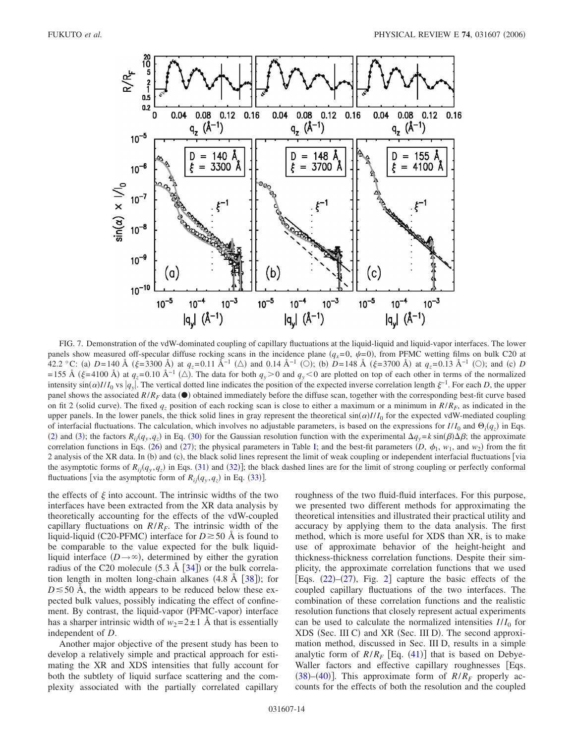FIG. 7. Demonstration of the vdW-dominated coupling of capillary fluctuations at the liquid-liquid and liquid-vapor interfaces. The lower panels show measured off-specular diffuse rocking scans in the incidence plane ($q_x=0$, $\psi=0$), from PFMC wetting films on bulk C20 at 42.2 °C: (a) $D=140$ Å ($\xi=3300$ Å) at $q_z=0.11$ Å$^{-1}$ (△) and 0.14 Å$^{-1}$ (○); (b) $D=148$ Å ($\xi=3700$ Å) at $q_z=0.13$ Å$^{-1}$ (○); and (c) $D=155$ Å ($\xi=4100$ Å) at $q_z=0.10$ Å$^{-1}$ (△). The data for both $q_y>0$ and $q_y<0$ are plotted on top of each other in terms of the normalized intensity $\sin(\alpha)I/I_0$ vs $|q_y|$. The vertical dotted line indicates the position of the expected inverse correlation length $\xi^{-1}$. For each $D$, the upper panel shows the associated $R/R_F$ data (●) obtained immediately before the diffuse scan, together with the corresponding best-fit curve based on fit 2 (solid curve). The fixed $q_z$ position of each rocking scan is close to either a maximum or a minimum in $R/R_F$, as indicated in the upper panels. In the lower panels, the thick solid lines in gray represent the theoretical $\sin(\alpha)I/I_0$ for the expected vdW-mediated coupling of interfacial fluctuations. The calculation, which involves no adjustable parameters, is based on the expressions for $I/I_0$ and $\Theta_i(q_z)$ in Eqs. (2) and (3); the factors $R_{ij}(q_y,q_z)$ in Eq. (30) for the Gaussian resolution function with the experimental $\Delta q_y=k\sin(\beta)\Delta\beta$; the approximate correlation functions in Eqs. (26) and (27); the physical parameters in Table I; and the best-fit parameters ($D$, $\phi_1$, $w_1$, and $w_2$) from the fit 2 analysis of the XR data. In (b) and (c), the black solid lines represent the limit of weak coupling or independent interfacial fluctuations [via the asymptotic forms of $R_{ij}(q_y,q_z)$ in Eqs. (31) and (32)]; the black dashed lines are for the limit of strong coupling or perfectly conformal fluctuations [via the asymptotic form of $R_{ij}(q_y,q_z)$ in Eq. (33)].

the effects of $\xi$ into account. The intrinsic widths of the two interfaces have been extracted from the XR data analysis by theoretically accounting for the effects of the vdW-coupled capillary fluctuations on $R/R_F$. The intrinsic width of the liquid-liquid (C20-PFMC) interface for $D\gtrsim 50$ Å is found to be comparable to the value expected for the bulk liquid-liquid interface ($D\to\infty$), determined by either the gyration radius of the C20 molecule (5.3 Å [34]) or the bulk correlation length in molten long-chain alkanes (4.8 Å [38]); for $D\lesssim 50$ Å, the width appears to be reduced below these expected bulk values, possibly indicating the effect of confinement. By contrast, the liquid-vapor (PFMC-vapor) interface has a sharper intrinsic width of $w_2=2\pm1$ Å that is essentially independent of $D$.

Another major objective of the present study has been to develop a relatively simple and practical approach for estimating the XR and XDS intensities that fully account for both the subtlety of liquid surface scattering and the complexity associated with the partially correlated capillary roughness of the two fluid-fluid interfaces. For this purpose, we presented two different methods for approximating the theoretical intensities and illustrated their practical utility and accuracy by applying them to the data analysis. The first method, which is more useful for XDS than XR, is to make use of approximate behavior of the height-height and thickness-thickness correlation functions. Despite their simplicity, the approximate correlation functions that we used [Eqs. (22)–(27), Fig. 2] capture the basic effects of the coupled capillary fluctuations of the two interfaces. The combination of these correlation functions and the realistic resolution functions that closely represent actual experiments can be used to calculate the normalized intensities $I/I_0$ for XDS (Sec. III C) and XR (Sec. III D). The second approximation method, discussed in Sec. III D, results in a simple analytic form of $R/R_F$ [Eq. (41)] that is based on Debye-Waller factors and effective capillary roughnesses [Eqs. (38)–(40)]. This approximate form of $R/R_F$ properly accounts for the effects of both the resolution and the coupled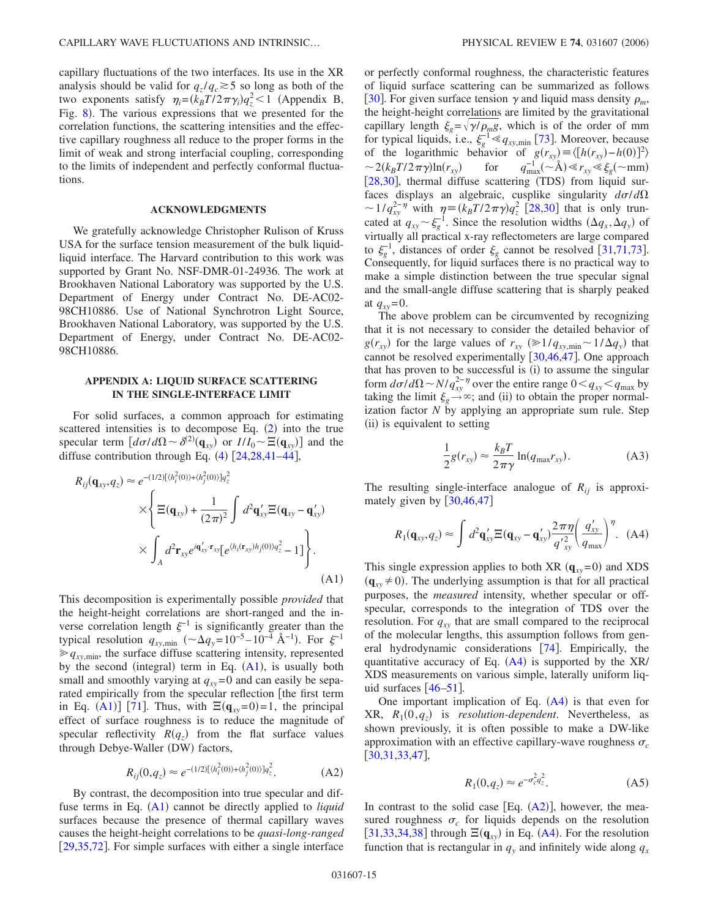capillary fluctuations of the two interfaces. Its use in the XR analysis should be valid for $q_z/q_c \gtrsim 5$ so long as both of the two exponents satisfy $\eta_i = (k_B T/2\pi\gamma_i) q_z^2 < 1$ (Appendix B, Fig. 8). The various expressions that we presented for the correlation functions, the scattering intensities and the effective capillary roughness all reduce to the proper forms in the limit of weak and strong interfacial coupling, corresponding to the limits of independent and perfectly conformal fluctuations.

## ACKNOWLEDGMENTS

We gratefully acknowledge Christopher Rulison of Kruss USA for the surface tension measurement of the bulk liquid-liquid interface. The Harvard contribution to this work was supported by Grant No. NSF-DMR-01-24936. The work at Brookhaven National Laboratory was supported by the U.S. Department of Energy under Contract No. DE-AC02-98CH10886. Use of National Synchrotron Light Source, Brookhaven National Laboratory, was supported by the U.S. Department of Energy, under Contract No. DE-AC02-98CH10886.

## APPENDIX A: LIQUID SURFACE SCATTERING IN THE SINGLE-INTERFACE LIMIT

For solid surfaces, a common approach for estimating scattered intensities is to decompose Eq. (2) into the true specular term $[d\sigma/d\Omega \sim \delta^{(2)}(\mathbf{q}_{xy})$ or $I/I_0 \sim \Xi(\mathbf{q}_{xy})]$ and the diffuse contribution through Eq. (4) [24,28,41–44],

$$
R_{ij}(\mathbf{q}_{xy},q_z) \approx e^{-(1/2)[\langle h_i^2(0)\rangle + \langle h_j^2(0)\rangle]q_z^2} \times \left\{ \Xi(\mathbf{q}_{xy}) + \frac{1}{(2\pi)^2}\int d^2\mathbf{q}'_{xy}\,\Xi(\mathbf{q}_{xy}-\mathbf{q}'_{xy}) \times \int_A d^2\mathbf{r}_{xy} e^{i\mathbf{q}'_{xy}\cdot\mathbf{r}_{xy}}\left[e^{\langle h_i(\mathbf{r}_{xy})h_j(0)\rangle q_z^2} - 1\right]\right\}. \tag{A1}
$$

This decomposition is experimentally possible *provided* that the height-height correlations are short-ranged and the inverse correlation length $\xi^{-1}$ is significantly greater than the typical resolution $q_{xy,\min}$ ($\sim \Delta q_y = 10^{-5}$–$10^{-4}$ Å$^{-1}$). For $\xi^{-1} \gg q_{xy,\min}$, the surface diffuse scattering intensity, represented by the second (integral) term in Eq. (A1), is usually both small and smoothly varying at $q_{xy}=0$ and can easily be separated empirically from the specular reflection [the first term in Eq. (A1)] [71]. Thus, with $\Xi(\mathbf{q}_{xy}=0)=1$, the principal effect of surface roughness is to reduce the magnitude of specular reflectivity $R(q_z)$ from the flat surface values through Debye-Waller (DW) factors,

$$
R_{ij}(0,q_z) \approx e^{-(1/2)[\langle h_i^2(0)\rangle + \langle h_j^2(0)\rangle]q_z^2}. \tag{A2}
$$

By contrast, the decomposition into true specular and diffuse terms in Eq. (A1) cannot be directly applied to *liquid* surfaces because the presence of thermal capillary waves causes the height-height correlations to be *quasi-long-ranged* [29,35,72]. For simple surfaces with either a single interface or perfectly conformal roughness, the characteristic features of liquid surface scattering can be summarized as follows [30]. For given surface tension $\gamma$ and liquid mass density $\rho_m$, the height-height correlations are limited by the gravitational capillary length $\xi_g = \sqrt{\gamma/\rho_m g}$, which is of the order of mm for typical liquids, i.e., $\xi_g^{-1} \ll q_{xy,\min}$ [73]. Moreover, because of the logarithmic behavior of $g(r_{xy}) \equiv \langle [h(r_{xy})-h(0)]^2\rangle \sim 2(k_BT/2\pi\gamma)\ln(r_{xy})$ for $q_{\max}^{-1}(\sim\text{Å}) \ll r_{xy} \ll \xi_g(\sim\text{mm})$ [28,30], thermal diffuse scattering (TDS) from liquid surfaces displays an algebraic, cusplike singularity $d\sigma/d\Omega \sim 1/q_{xy}^{2-\eta}$ with $\eta \equiv (k_BT/2\pi\gamma)q_z^2$ [28,30] that is only truncated at $q_{xy} \sim \xi_g^{-1}$. Since the resolution widths $(\Delta q_x, \Delta q_y)$ of virtually all practical x-ray reflectometers are large compared to $\xi_g^{-1}$, distances of order $\xi_g$ cannot be resolved [31,71,73]. Consequently, for liquid surfaces there is no practical way to make a simple distinction between the true specular signal and the small-angle diffuse scattering that is sharply peaked at $q_{xy}=0$.

The above problem can be circumvented by recognizing that it is not necessary to consider the detailed behavior of $g(r_{xy})$ for the large values of $r_{xy}$ ($\gg 1/q_{xy,\min} \sim 1/\Delta q_y$) that cannot be resolved experimentally [30,46,47]. One approach that has proven to be successful is (i) to assume the singular form $d\sigma/d\Omega \sim N/q_{xy}^{2-\eta}$ over the entire range $0<q_{xy}<q_{\max}$ by taking the limit $\xi_g \to \infty$; and (ii) to obtain the proper normalization factor $N$ by applying an appropriate sum rule. Step (ii) is equivalent to setting

$$
\frac{1}{2}g(r_{xy}) \approx \frac{k_BT}{2\pi\gamma}\ln(q_{\max}r_{xy}). \tag{A3}
$$

The resulting single-interface analogue of $R_{ij}$ is approximately given by [30,46,47]

$$
R_1(\mathbf{q}_{xy},q_z) \approx \int d^2\mathbf{q}'_{xy}\,\Xi(\mathbf{q}_{xy}-\mathbf{q}'_{xy})\frac{2\pi\eta}{q'^2_{xy}}\left(\frac{q'_{xy}}{q_{\max}}\right)^{\eta}. \tag{A4}
$$

This single expression applies to both XR ($\mathbf{q}_{xy}=0$) and XDS ($\mathbf{q}_{xy}\neq 0$). The underlying assumption is that for all practical purposes, the *measured* intensity, whether specular or off-specular, corresponds to the integration of TDS over the resolution. For $q_{xy}$ that are small compared to the reciprocal of the molecular lengths, this assumption follows from general hydrodynamic considerations [74]. Empirically, the quantitative accuracy of Eq. (A4) is supported by the XR/XDS measurements on various simple, laterally uniform liquid surfaces [46–51].

One important implication of Eq. (A4) is that even for XR, $R_1(0,q_z)$ is *resolution-dependent*. Nevertheless, as shown previously, it is often possible to make a DW-like approximation with an effective capillary-wave roughness $\sigma_c$ [30,31,33,47],

$$
R_1(0,q_z) \approx e^{-\sigma_c^2 q_z^2}. \tag{A5}
$$

In contrast to the solid case [Eq. (A2)], however, the measured roughness $\sigma_c$ for liquids depends on the resolution [31,33,34,38] through $\Xi(\mathbf{q}_{xy})$ in Eq. (A4). For the resolution function that is rectangular in $q_y$ and infinitely wide along $q_x$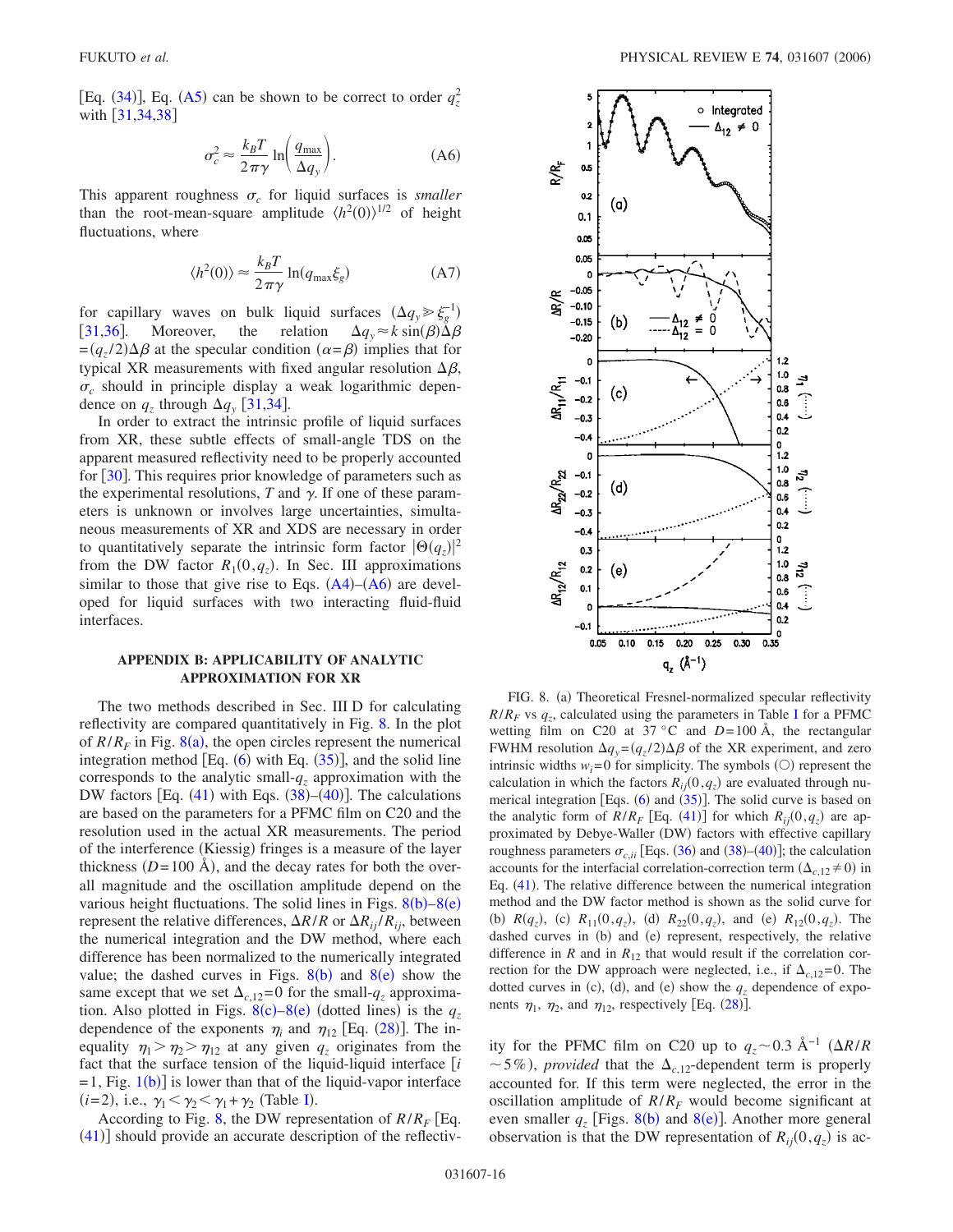[Eq. (34)], Eq. (A5) can be shown to be correct to order $q_z^2$ with [31,34,38]

$$\sigma_c^2 \approx \frac{k_B T}{2\pi\gamma} \ln\left(\frac{q_{\max}}{\Delta q_y}\right). \tag{A6}$$

This apparent roughness $\sigma_c$ for liquid surfaces is *smaller* than the root-mean-square amplitude $\langle h^2(0)\rangle^{1/2}$ of height fluctuations, where

$$\langle h^2(0)\rangle \approx \frac{k_B T}{2\pi\gamma} \ln(q_{\max}\xi_g) \tag{A7}$$

for capillary waves on bulk liquid surfaces $(\Delta q_y \gg \xi_g^{-1})$ [31,36]. Moreover, the relation $\Delta q_y \approx k \sin(\beta)\Delta\beta = (q_z/2)\Delta\beta$ at the specular condition $(\alpha=\beta)$ implies that for typical XR measurements with fixed angular resolution $\Delta\beta$, $\sigma_c$ should in principle display a weak logarithmic dependence on $q_z$ through $\Delta q_y$ [31,34].

In order to extract the intrinsic profile of liquid surfaces from XR, these subtle effects of small-angle TDS on the apparent measured reflectivity need to be properly accounted for [30]. This requires prior knowledge of parameters such as the experimental resolutions, $T$ and $\gamma$. If one of these parameters is unknown or involves large uncertainties, simultaneous measurements of XR and XDS are necessary in order to quantitatively separate the intrinsic form factor $|\Theta(q_z)|^2$ from the DW factor $R_1(0,q_z)$. In Sec. III approximations similar to those that give rise to Eqs. (A4)–(A6) are developed for liquid surfaces with two interacting fluid-fluid interfaces.

## APPENDIX B: APPLICABILITY OF ANALYTIC APPROXIMATION FOR XR

The two methods described in Sec. III D for calculating reflectivity are compared quantitatively in Fig. 8. In the plot of $R/R_F$ in Fig. 8(a), the open circles represent the numerical integration method [Eq. (6) with Eq. (35)], and the solid line corresponds to the analytic small-$q_z$ approximation with the DW factors [Eq. (41) with Eqs. (38)–(40)]. The calculations are based on the parameters for a PFMC film on C20 and the resolution used in the actual XR measurements. The period of the interference (Kiessig) fringes is a measure of the layer thickness ($D$=100 Å), and the decay rates for both the overall magnitude and the oscillation amplitude depend on the various height fluctuations. The solid lines in Figs. 8(b)–8(e) represent the relative differences, $\Delta R/R$ or $\Delta R_{ij}/R_{ij}$, between the numerical integration and the DW method, where each difference has been normalized to the numerically integrated value; the dashed curves in Figs. 8(b) and 8(e) show the same except that we set $\Delta_{c,12}=0$ for the small-$q_z$ approximation. Also plotted in Figs. 8(c)–8(e) (dotted lines) is the $q_z$ dependence of the exponents $\eta_i$ and $\eta_{12}$ [Eq. (28)]. The inequality $\eta_1 > \eta_2 > \eta_{12}$ at any given $q_z$ originates from the fact that the surface tension of the liquid-liquid interface [$i$ =1, Fig. 1(b)] is lower than that of the liquid-vapor interface ($i$=2), i.e., $\gamma_1 < \gamma_2 < \gamma_1+\gamma_2$ (Table I).

According to Fig. 8, the DW representation of $R/R_F$ [Eq. (41)] should provide an accurate description of the reflectivity for the PFMC film on C20 up to $q_z \sim 0.3$ Å$^{-1}$ ($\Delta R/R \sim 5\%$), *provided* that the $\Delta_{c,12}$-dependent term is properly accounted for. If this term were neglected, the error in the oscillation amplitude of $R/R_F$ would become significant at even smaller $q_z$ [Figs. 8(b) and 8(e)]. Another more general observation is that the DW representation of $R_{ij}(0,q_z)$ is ac-

FIG. 8. (a) Theoretical Fresnel-normalized specular reflectivity $R/R_F$ vs $q_z$, calculated using the parameters in Table I for a PFMC wetting film on C20 at 37 °C and $D$=100 Å, the rectangular FWHM resolution $\Delta q_y=(q_z/2)\Delta\beta$ of the XR experiment, and zero intrinsic widths $w_i$=0 for simplicity. The symbols (○) represent the calculation in which the factors $R_{ij}(0,q_z)$ are evaluated through numerical integration [Eqs. (6) and (35)]. The solid curve is based on the analytic form of $R/R_F$ [Eq. (41)] for which $R_{ij}(0,q_z)$ are approximated by Debye-Waller (DW) factors with effective capillary roughness parameters $\sigma_{c,ii}$ [Eqs. (36) and (38)–(40)]; the calculation accounts for the interfacial correlation-correction term ($\Delta_{c,12}\neq 0$) in Eq. (41). The relative difference between the numerical integration method and the DW factor method is shown as the solid curve for (b) $R(q_z)$, (c) $R_{11}(0,q_z)$, (d) $R_{22}(0,q_z)$, and (e) $R_{12}(0,q_z)$. The dashed curves in (b) and (e) represent, respectively, the relative difference in $R$ and in $R_{12}$ that would result if the correlation correction for the DW approach were neglected, i.e., if $\Delta_{c,12}=0$. The dotted curves in (c), (d), and (e) show the $q_z$ dependence of exponents $\eta_1$, $\eta_2$, and $\eta_{12}$, respectively [Eq. (28)].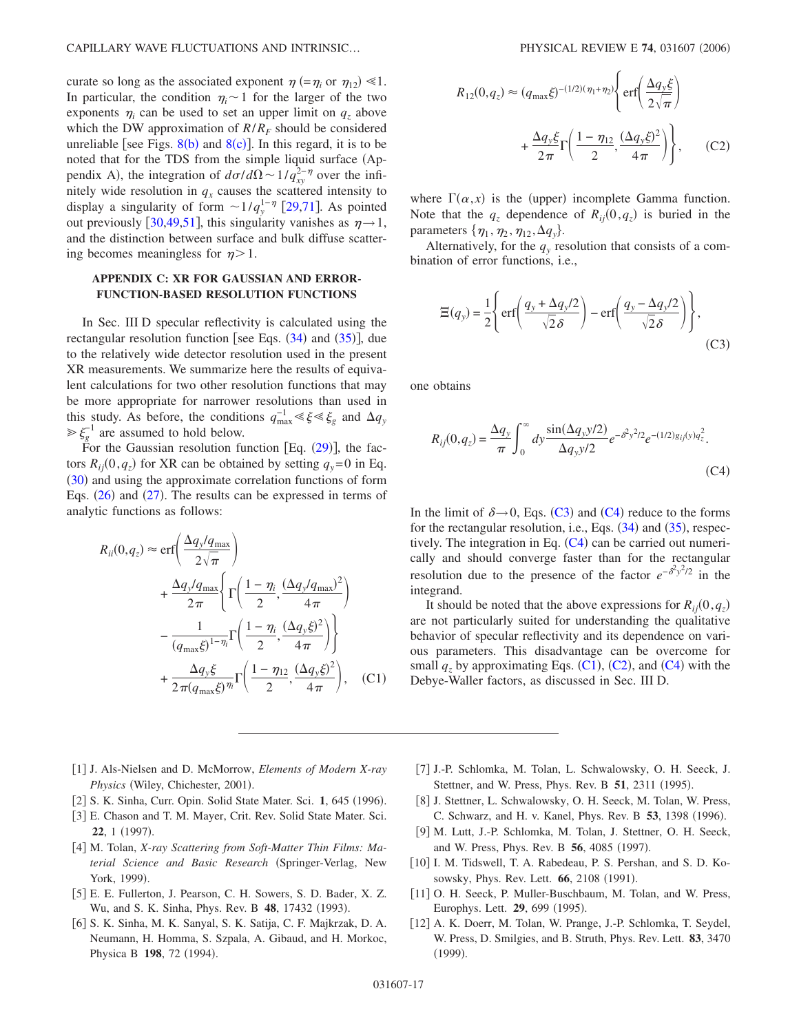curate so long as the associated exponent $\eta$ ($=\eta_i$ or $\eta_{12}$) $\ll 1$. In particular, the condition $\eta_i \sim 1$ for the larger of the two exponents $\eta_i$ can be used to set an upper limit on $q_z$ above which the DW approximation of $R/R_F$ should be considered unreliable [see Figs. 8(b) and 8(c)]. In this regard, it is to be noted that for the TDS from the simple liquid surface (Appendix A), the integration of $d\sigma/d\Omega \sim 1/q_{xy}^{2-\eta}$ over the infinitely wide resolution in $q_x$ causes the scattered intensity to display a singularity of form $\sim 1/q_y^{1-\eta}$ [29,71]. As pointed out previously [30,49,51], this singularity vanishes as $\eta \to 1$, and the distinction between surface and bulk diffuse scattering becomes meaningless for $\eta > 1$.

## APPENDIX C: XR FOR GAUSSIAN AND ERROR-FUNCTION-BASED RESOLUTION FUNCTIONS

In Sec. III D specular reflectivity is calculated using the rectangular resolution function [see Eqs. (34) and (35)], due to the relatively wide detector resolution used in the present XR measurements. We summarize here the results of equivalent calculations for two other resolution functions that may be more appropriate for narrower resolutions than used in this study. As before, the conditions $q_{\max}^{-1} \ll \xi \ll \xi_g$ and $\Delta q_y \gg \xi_g^{-1}$ are assumed to hold below.

For the Gaussian resolution function [Eq. (29)], the factors $R_{ij}(0,q_z)$ for XR can be obtained by setting $q_y=0$ in Eq. (30) and using the approximate correlation functions of form Eqs. (26) and (27). The results can be expressed in terms of analytic functions as follows:

$$
\begin{aligned}
R_{ii}(0,q_z) \approx {} & \operatorname{erf}\left(\frac{\Delta q_y/q_{\max}}{2\sqrt{\pi}}\right) \\
& + \frac{\Delta q_y/q_{\max}}{2\pi}\left\{\Gamma\left(\frac{1-\eta_i}{2},\frac{(\Delta q_y/q_{\max})^2}{4\pi}\right)\right. \\
& \left. - \frac{1}{(q_{\max}\xi)^{1-\eta_i}}\Gamma\left(\frac{1-\eta_i}{2},\frac{(\Delta q_y \xi)^2}{4\pi}\right)\right\} \\
& + \frac{\Delta q_y \xi}{2\pi (q_{\max}\xi)^{\eta_i}}\Gamma\left(\frac{1-\eta_{12}}{2},\frac{(\Delta q_y \xi)^2}{4\pi}\right), \qquad \text{(C1)}
\end{aligned}
$$

$$
\begin{aligned}
R_{12}(0,q_z) \approx {} & (q_{\max}\xi)^{-(1/2)(\eta_1+\eta_2)}\left\{\operatorname{erf}\left(\frac{\Delta q_y \xi}{2\sqrt{\pi}}\right)\right. \\
& \left. + \frac{\Delta q_y \xi}{2\pi}\Gamma\left(\frac{1-\eta_{12}}{2},\frac{(\Delta q_y \xi)^2}{4\pi}\right)\right\}, \qquad \text{(C2)}
\end{aligned}
$$

where $\Gamma(\alpha,x)$ is the (upper) incomplete Gamma function. Note that the $q_z$ dependence of $R_{ij}(0,q_z)$ is buried in the parameters $\{\eta_1,\eta_2,\eta_{12},\Delta q_y\}$.

Alternatively, for the $q_y$ resolution that consists of a combination of error functions, i.e.,

$$
\Xi(q_y) = \frac{1}{2}\left\{\operatorname{erf}\left(\frac{q_y+\Delta q_y/2}{\sqrt{2}\delta}\right) - \operatorname{erf}\left(\frac{q_y-\Delta q_y/2}{\sqrt{2}\delta}\right)\right\}, \qquad \text{(C3)}
$$

one obtains

$$
R_{ij}(0,q_z) = \frac{\Delta q_y}{\pi}\int_0^\infty dy \frac{\sin(\Delta q_y y/2)}{\Delta q_y y/2} e^{-\delta^2 y^2/2} e^{-(1/2)g_{ij}(y)q_z^2}. \qquad \text{(C4)}
$$

In the limit of $\delta \to 0$, Eqs. (C3) and (C4) reduce to the forms for the rectangular resolution, i.e., Eqs. (34) and (35), respectively. The integration in Eq. (C4) can be carried out numerically and should converge faster than for the rectangular resolution due to the presence of the factor $e^{-\delta^2 y^2/2}$ in the integrand.

It should be noted that the above expressions for $R_{ij}(0,q_z)$ are not particularly suited for understanding the qualitative behavior of specular reflectivity and its dependence on various parameters. This disadvantage can be overcome for small $q_z$ by approximating Eqs. (C1), (C2), and (C4) with the Debye-Waller factors, as discussed in Sec. III D.

---

[1] J. Als-Nielsen and D. McMorrow, *Elements of Modern X-ray Physics* (Wiley, Chichester, 2001).

[2] S. K. Sinha, Curr. Opin. Solid State Mater. Sci. **1**, 645 (1996).

[3] E. Chason and T. M. Mayer, Crit. Rev. Solid State Mater. Sci. **22**, 1 (1997).

[4] M. Tolan, *X-ray Scattering from Soft-Matter Thin Films: Material Science and Basic Research* (Springer-Verlag, New York, 1999).

[5] E. E. Fullerton, J. Pearson, C. H. Sowers, S. D. Bader, X. Z. Wu, and S. K. Sinha, Phys. Rev. B **48**, 17432 (1993).

[6] S. K. Sinha, M. K. Sanyal, S. K. Satija, C. F. Majkrzak, D. A. Neumann, H. Homma, S. Szpala, A. Gibaud, and H. Morkoc, Physica B **198**, 72 (1994).

[7] J.-P. Schlomka, M. Tolan, L. Schwalowsky, O. H. Seeck, J. Stettner, and W. Press, Phys. Rev. B **51**, 2311 (1995).

[8] J. Stettner, L. Schwalowsky, O. H. Seeck, M. Tolan, W. Press, C. Schwarz, and H. v. Kanel, Phys. Rev. B **53**, 1398 (1996).

[9] M. Lutt, J.-P. Schlomka, M. Tolan, J. Stettner, O. H. Seeck, and W. Press, Phys. Rev. B **56**, 4085 (1997).

[10] I. M. Tidswell, T. A. Rabedeau, P. S. Pershan, and S. D. Kosowsky, Phys. Rev. Lett. **66**, 2108 (1991).

[11] O. H. Seeck, P. Muller-Buschbaum, M. Tolan, and W. Press, Europhys. Lett. **29**, 699 (1995).

[12] A. K. Doerr, M. Tolan, W. Prange, J.-P. Schlomka, T. Seydel, W. Press, D. Smilgies, and B. Struth, Phys. Rev. Lett. **83**, 3470 (1999).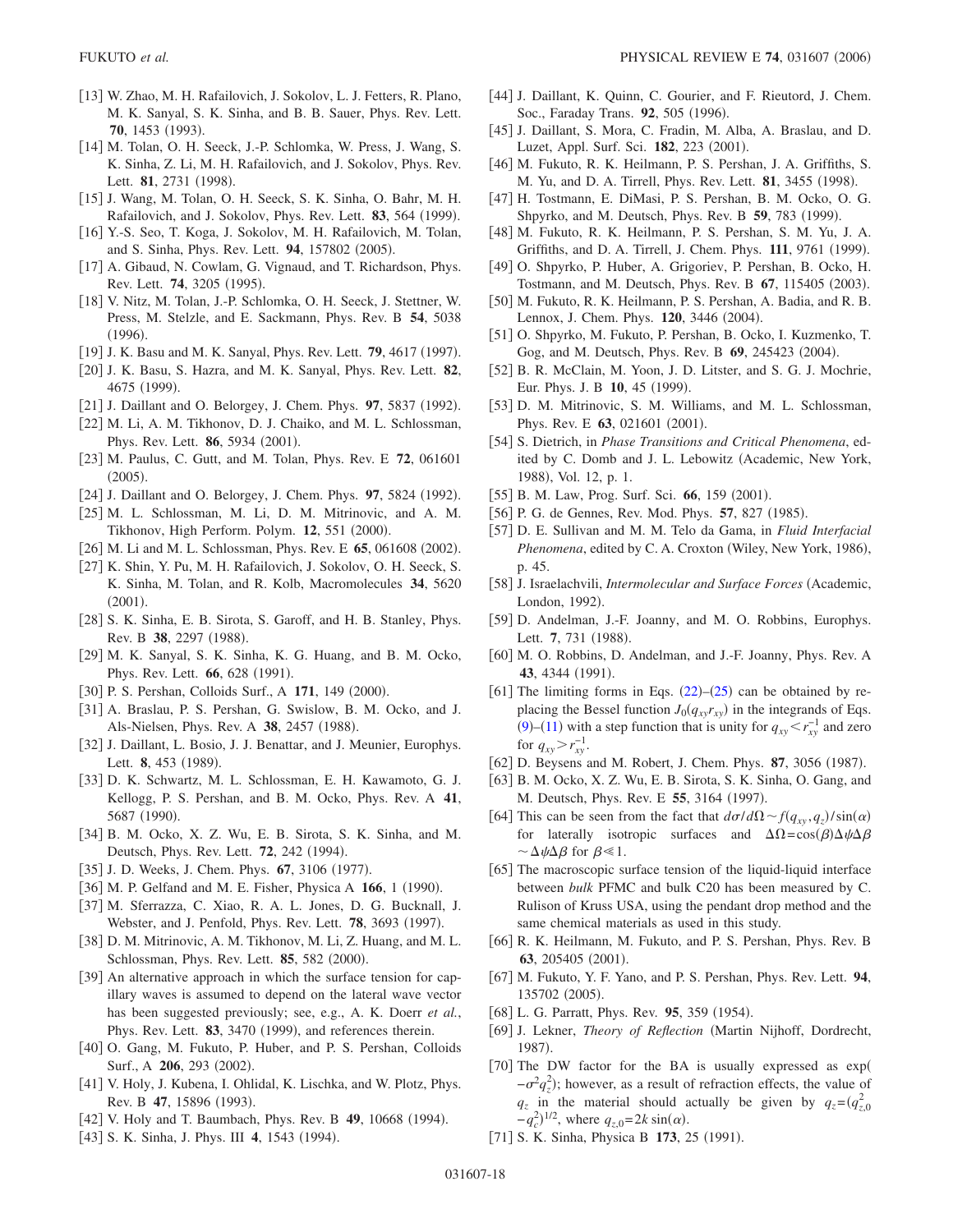[13] W. Zhao, M. H. Rafailovich, J. Sokolov, L. J. Fetters, R. Plano, M. K. Sanyal, S. K. Sinha, and B. B. Sauer, Phys. Rev. Lett. **70**, 1453 (1993).

[14] M. Tolan, O. H. Seeck, J.-P. Schlomka, W. Press, J. Wang, S. K. Sinha, Z. Li, M. H. Rafailovich, and J. Sokolov, Phys. Rev. Lett. **81**, 2731 (1998).

[15] J. Wang, M. Tolan, O. H. Seeck, S. K. Sinha, O. Bahr, M. H. Rafailovich, and J. Sokolov, Phys. Rev. Lett. **83**, 564 (1999).

[16] Y.-S. Seo, T. Koga, J. Sokolov, M. H. Rafailovich, M. Tolan, and S. Sinha, Phys. Rev. Lett. **94**, 157802 (2005).

[17] A. Gibaud, N. Cowlam, G. Vignaud, and T. Richardson, Phys. Rev. Lett. **74**, 3205 (1995).

[18] V. Nitz, M. Tolan, J.-P. Schlomka, O. H. Seeck, J. Stettner, W. Press, M. Stelzle, and E. Sackmann, Phys. Rev. B **54**, 5038 (1996).

[19] J. K. Basu and M. K. Sanyal, Phys. Rev. Lett. **79**, 4617 (1997).

[20] J. K. Basu, S. Hazra, and M. K. Sanyal, Phys. Rev. Lett. **82**, 4675 (1999).

[21] J. Daillant and O. Belorgey, J. Chem. Phys. **97**, 5837 (1992).

[22] M. Li, A. M. Tikhonov, D. J. Chaiko, and M. L. Schlossman, Phys. Rev. Lett. **86**, 5934 (2001).

[23] M. Paulus, C. Gutt, and M. Tolan, Phys. Rev. E **72**, 061601 (2005).

[24] J. Daillant and O. Belorgey, J. Chem. Phys. **97**, 5824 (1992).

[25] M. L. Schlossman, M. Li, D. M. Mitrinovic, and A. M. Tikhonov, High Perform. Polym. **12**, 551 (2000).

[26] M. Li and M. L. Schlossman, Phys. Rev. E **65**, 061608 (2002).

[27] K. Shin, Y. Pu, M. H. Rafailovich, J. Sokolov, O. H. Seeck, S. K. Sinha, M. Tolan, and R. Kolb, Macromolecules **34**, 5620 (2001).

[28] S. K. Sinha, E. B. Sirota, S. Garoff, and H. B. Stanley, Phys. Rev. B **38**, 2297 (1988).

[29] M. K. Sanyal, S. K. Sinha, K. G. Huang, and B. M. Ocko, Phys. Rev. Lett. **66**, 628 (1991).

[30] P. S. Pershan, Colloids Surf., A **171**, 149 (2000).

[31] A. Braslau, P. S. Pershan, G. Swislow, B. M. Ocko, and J. Als-Nielsen, Phys. Rev. A **38**, 2457 (1988).

[32] J. Daillant, L. Bosio, J. J. Benattar, and J. Meunier, Europhys. Lett. **8**, 453 (1989).

[33] D. K. Schwartz, M. L. Schlossman, E. H. Kawamoto, G. J. Kellogg, P. S. Pershan, and B. M. Ocko, Phys. Rev. A **41**, 5687 (1990).

[34] B. M. Ocko, X. Z. Wu, E. B. Sirota, S. K. Sinha, and M. Deutsch, Phys. Rev. Lett. **72**, 242 (1994).

[35] J. D. Weeks, J. Chem. Phys. **67**, 3106 (1977).

[36] M. P. Gelfand and M. E. Fisher, Physica A **166**, 1 (1990).

[37] M. Sferrazza, C. Xiao, R. A. L. Jones, D. G. Bucknall, J. Webster, and J. Penfold, Phys. Rev. Lett. **78**, 3693 (1997).

[38] D. M. Mitrinovic, A. M. Tikhonov, M. Li, Z. Huang, and M. L. Schlossman, Phys. Rev. Lett. **85**, 582 (2000).

[39] An alternative approach in which the surface tension for capillary waves is assumed to depend on the lateral wave vector has been suggested previously; see, e.g., A. K. Doerr *et al.*, Phys. Rev. Lett. **83**, 3470 (1999), and references therein.

[40] O. Gang, M. Fukuto, P. Huber, and P. S. Pershan, Colloids Surf., A **206**, 293 (2002).

[41] V. Holy, J. Kubena, I. Ohlidal, K. Lischka, and W. Plotz, Phys. Rev. B **47**, 15896 (1993).

[42] V. Holy and T. Baumbach, Phys. Rev. B **49**, 10668 (1994).

[43] S. K. Sinha, J. Phys. III **4**, 1543 (1994).

[44] J. Daillant, K. Quinn, C. Gourier, and F. Rieutord, J. Chem. Soc., Faraday Trans. **92**, 505 (1996).

[45] J. Daillant, S. Mora, C. Fradin, M. Alba, A. Braslau, and D. Luzet, Appl. Surf. Sci. **182**, 223 (2001).

[46] M. Fukuto, R. K. Heilmann, P. S. Pershan, J. A. Griffiths, S. M. Yu, and D. A. Tirrell, Phys. Rev. Lett. **81**, 3455 (1998).

[47] H. Tostmann, E. DiMasi, P. S. Pershan, B. M. Ocko, O. G. Shpyrko, and M. Deutsch, Phys. Rev. B **59**, 783 (1999).

[48] M. Fukuto, R. K. Heilmann, P. S. Pershan, S. M. Yu, J. A. Griffiths, and D. A. Tirrell, J. Chem. Phys. **111**, 9761 (1999).

[49] O. Shpyrko, P. Huber, A. Grigoriev, P. Pershan, B. Ocko, H. Tostmann, and M. Deutsch, Phys. Rev. B **67**, 115405 (2003).

[50] M. Fukuto, R. K. Heilmann, P. S. Pershan, A. Badia, and R. B. Lennox, J. Chem. Phys. **120**, 3446 (2004).

[51] O. Shpyrko, M. Fukuto, P. Pershan, B. Ocko, I. Kuzmenko, T. Gog, and M. Deutsch, Phys. Rev. B **69**, 245423 (2004).

[52] B. R. McClain, M. Yoon, J. D. Litster, and S. G. J. Mochrie, Eur. Phys. J. B **10**, 45 (1999).

[53] D. M. Mitrinovic, S. M. Williams, and M. L. Schlossman, Phys. Rev. E **63**, 021601 (2001).

[54] S. Dietrich, in *Phase Transitions and Critical Phenomena*, edited by C. Domb and J. L. Lebowitz (Academic, New York, 1988), Vol. 12, p. 1.

[55] B. M. Law, Prog. Surf. Sci. **66**, 159 (2001).

[56] P. G. de Gennes, Rev. Mod. Phys. **57**, 827 (1985).

[57] D. E. Sullivan and M. M. Telo da Gama, in *Fluid Interfacial Phenomena*, edited by C. A. Croxton (Wiley, New York, 1986), p. 45.

[58] J. Israelachvili, *Intermolecular and Surface Forces* (Academic, London, 1992).

[59] D. Andelman, J.-F. Joanny, and M. O. Robbins, Europhys. Lett. **7**, 731 (1988).

[60] M. O. Robbins, D. Andelman, and J.-F. Joanny, Phys. Rev. A **43**, 4344 (1991).

[61] The limiting forms in Eqs. (22)–(25) can be obtained by replacing the Bessel function $J_0(q_{xy}r_{xy})$ in the integrands of Eqs. (9)–(11) with a step function that is unity for $q_{xy} < r_{xy}^{-1}$ and zero for $q_{xy} > r_{xy}^{-1}$.

[62] D. Beysens and M. Robert, J. Chem. Phys. **87**, 3056 (1987).

[63] B. M. Ocko, X. Z. Wu, E. B. Sirota, S. K. Sinha, O. Gang, and M. Deutsch, Phys. Rev. E **55**, 3164 (1997).

[64] This can be seen from the fact that $d\sigma/d\Omega \sim f(q_{xy}, q_z)/\sin(\alpha)$ for laterally isotropic surfaces and $\Delta\Omega = \cos(\beta)\Delta\psi\Delta\beta \sim \Delta\psi\Delta\beta$ for $\beta \ll 1$.

[65] The macroscopic surface tension of the liquid-liquid interface between *bulk* PFMC and bulk C20 has been measured by C. Rulison of Kruss USA, using the pendant drop method and the same chemical materials as used in this study.

[66] R. K. Heilmann, M. Fukuto, and P. S. Pershan, Phys. Rev. B **63**, 205405 (2001).

[67] M. Fukuto, Y. F. Yano, and P. S. Pershan, Phys. Rev. Lett. **94**, 135702 (2005).

[68] L. G. Parratt, Phys. Rev. **95**, 359 (1954).

[69] J. Lekner, *Theory of Reflection* (Martin Nijhoff, Dordrecht, 1987).

[70] The DW factor for the BA is usually expressed as $\exp(-\sigma^2 q_z^2)$; however, as a result of refraction effects, the value of $q_z$ in the material should actually be given by $q_z = (q_{z,0}^2 - q_c^2)^{1/2}$, where $q_{z,0} = 2k\sin(\alpha)$.

[71] S. K. Sinha, Physica B **173**, 25 (1991).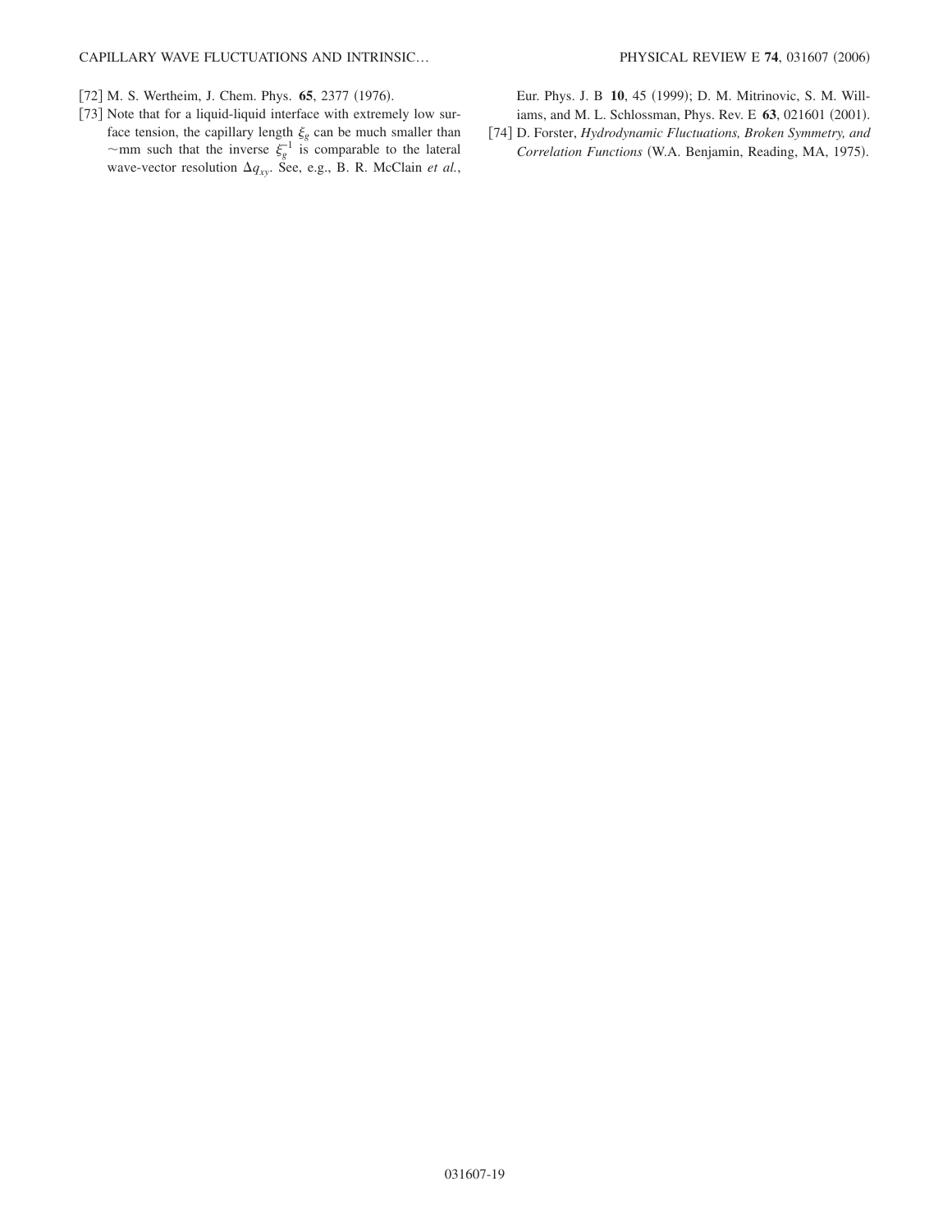[72] M. S. Wertheim, J. Chem. Phys. **65**, 2377 (1976).

[73] Note that for a liquid-liquid interface with extremely low surface tension, the capillary length $\xi_g$ can be much smaller than $\sim$mm such that the inverse $\xi_g^{-1}$ is comparable to the lateral wave-vector resolution $\Delta q_{xy}$. See, e.g., B. R. McClain *et al.*, Eur. Phys. J. B **10**, 45 (1999); D. M. Mitrinovic, S. M. Williams, and M. L. Schlossman, Phys. Rev. E **63**, 021601 (2001).

[74] D. Forster, *Hydrodynamic Fluctuations, Broken Symmetry, and Correlation Functions* (W.A. Benjamin, Reading, MA, 1975).